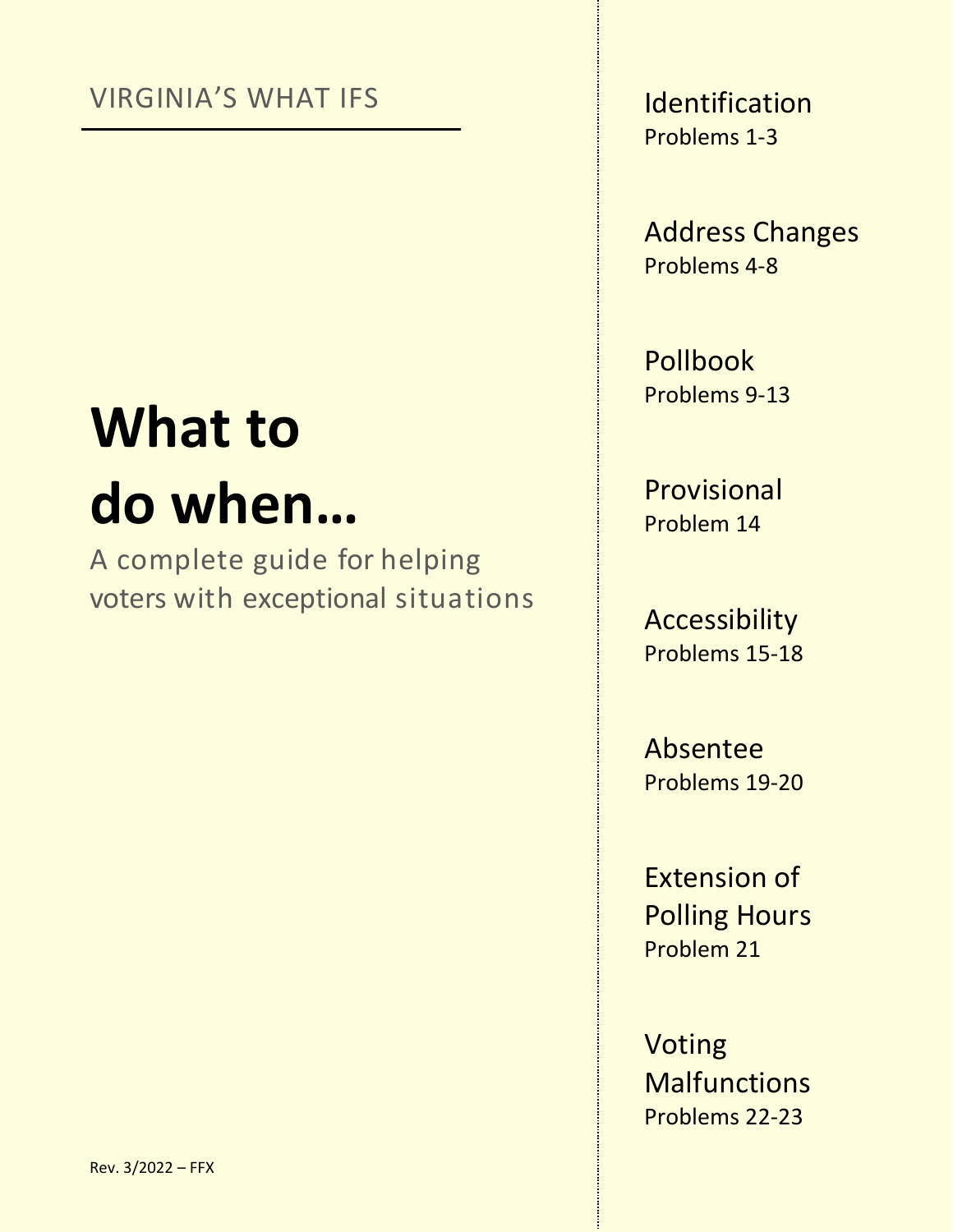VIRGINIA'S WHAT IFS

# What to do when…

A complete guide for helping voters with exceptional situations

Rev. 3/2022 – FFX

Identification
Problems 1-3

Address Changes
Problems 4-8

Pollbook
Problems 9-13

Provisional
Problem 14

Accessibility
Problems 15-18

Absentee
Problems 19-20

Extension of Polling Hours
Problem 21

Voting Malfunctions
Problems 22-23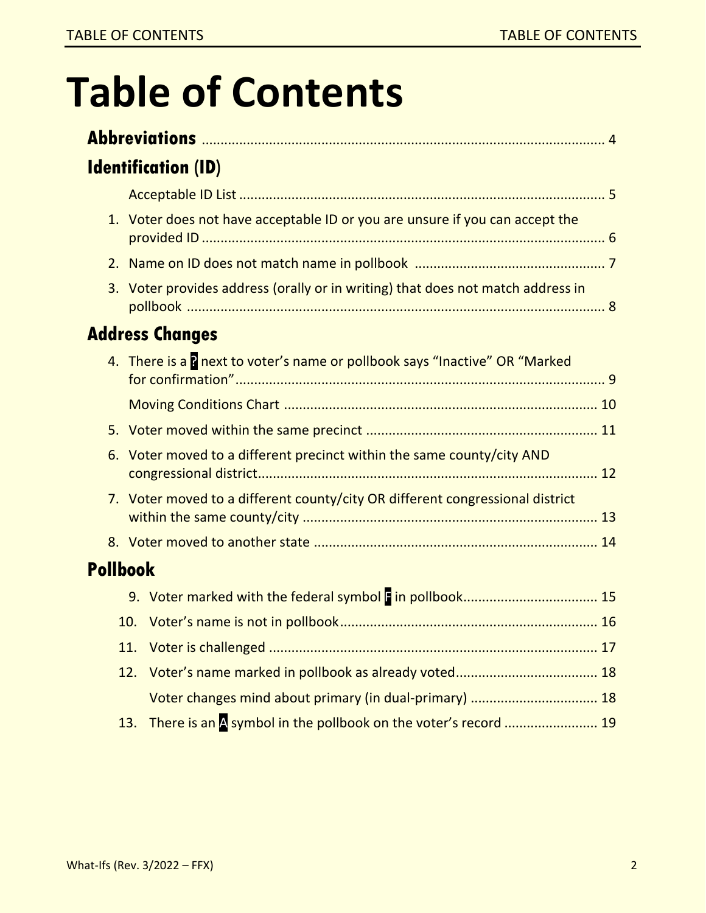# Table of Contents

**Abbreviations** ........ 4

## Identification (ID)

Acceptable ID List ........ 5

1. Voter does not have acceptable ID or you are unsure if you can accept the provided ID ........ 6
2. Name on ID does not match name in pollbook ........ 7
3. Voter provides address (orally or in writing) that does not match address in pollbook ........ 8

## Address Changes

4. There is a ? next to voter's name or pollbook says "Inactive" OR "Marked for confirmation" ........ 9

   Moving Conditions Chart ........ 10

5. Voter moved within the same precinct ........ 11
6. Voter moved to a different precinct within the same county/city AND congressional district ........ 12
7. Voter moved to a different county/city OR different congressional district within the same county/city ........ 13
8. Voter moved to another state ........ 14

## Pollbook

9. Voter marked with the federal symbol F in pollbook ........ 15
10. Voter's name is not in pollbook ........ 16
11. Voter is challenged ........ 17
12. Voter's name marked in pollbook as already voted ........ 18

    Voter changes mind about primary (in dual-primary) ........ 18

13. There is an A symbol in the pollbook on the voter's record ........ 19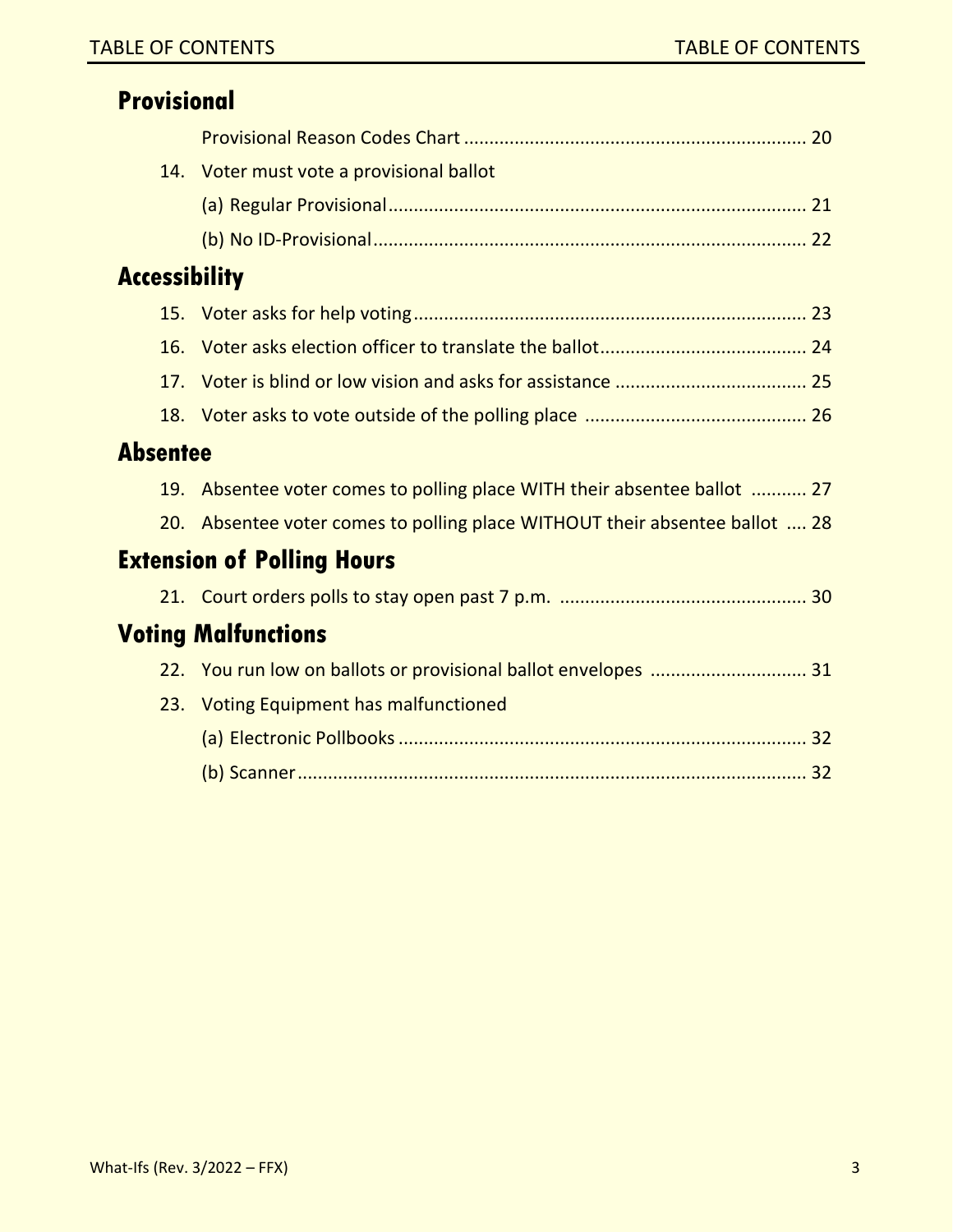## Provisional

Provisional Reason Codes Chart .................................................................... 20

14. Voter must vote a provisional ballot
    - (a) Regular Provisional.................................................................................. 21
    - (b) No ID-Provisional..................................................................................... 22

## Accessibility

15. Voter asks for help voting............................................................................. 23
16. Voter asks election officer to translate the ballot......................................... 24
17. Voter is blind or low vision and asks for assistance ..................................... 25
18. Voter asks to vote outside of the polling place ........................................... 26

## Absentee

19. Absentee voter comes to polling place WITH their absentee ballot ........... 27
20. Absentee voter comes to polling place WITHOUT their absentee ballot .... 28

## Extension of Polling Hours

21. Court orders polls to stay open past 7 p.m. ................................................ 30

## Voting Malfunctions

22. You run low on ballots or provisional ballot envelopes ............................... 31
23. Voting Equipment has malfunctioned
    - (a) Electronic Pollbooks ................................................................................ 32
    - (b) Scanner.................................................................................................... 32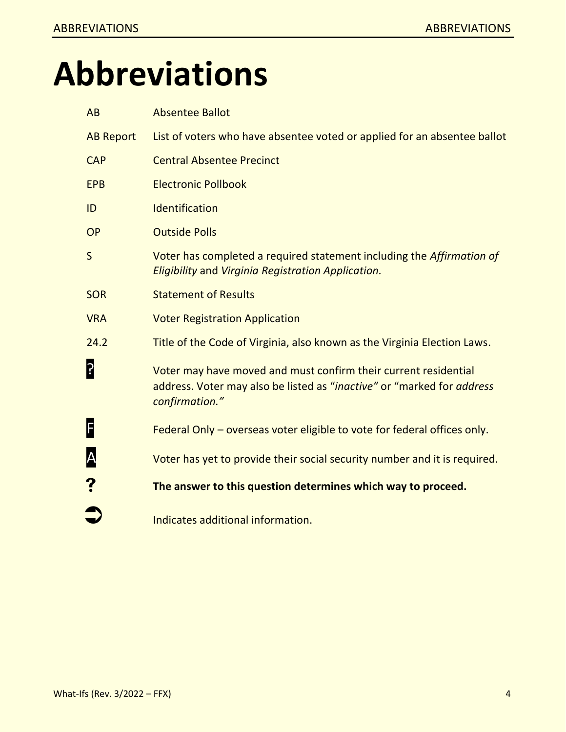# Abbreviations

| | |
|---|---|
| AB | Absentee Ballot |
| AB Report | List of voters who have absentee voted or applied for an absentee ballot |
| CAP | Central Absentee Precinct |
| EPB | Electronic Pollbook |
| ID | Identification |
| OP | Outside Polls |
| S | Voter has completed a required statement including the *Affirmation of Eligibility* and *Virginia Registration Application.* |
| SOR | Statement of Results |
| VRA | Voter Registration Application |
| 24.2 | Title of the Code of Virginia, also known as the Virginia Election Laws. |
| ? | Voter may have moved and must confirm their current residential address. Voter may also be listed as "*inactive"* or "marked for *address confirmation."* |
| F | Federal Only – overseas voter eligible to vote for federal offices only. |
| A | Voter has yet to provide their social security number and it is required. |
| **?** | **The answer to this question determines which way to proceed.** |
| ➲ | Indicates additional information. |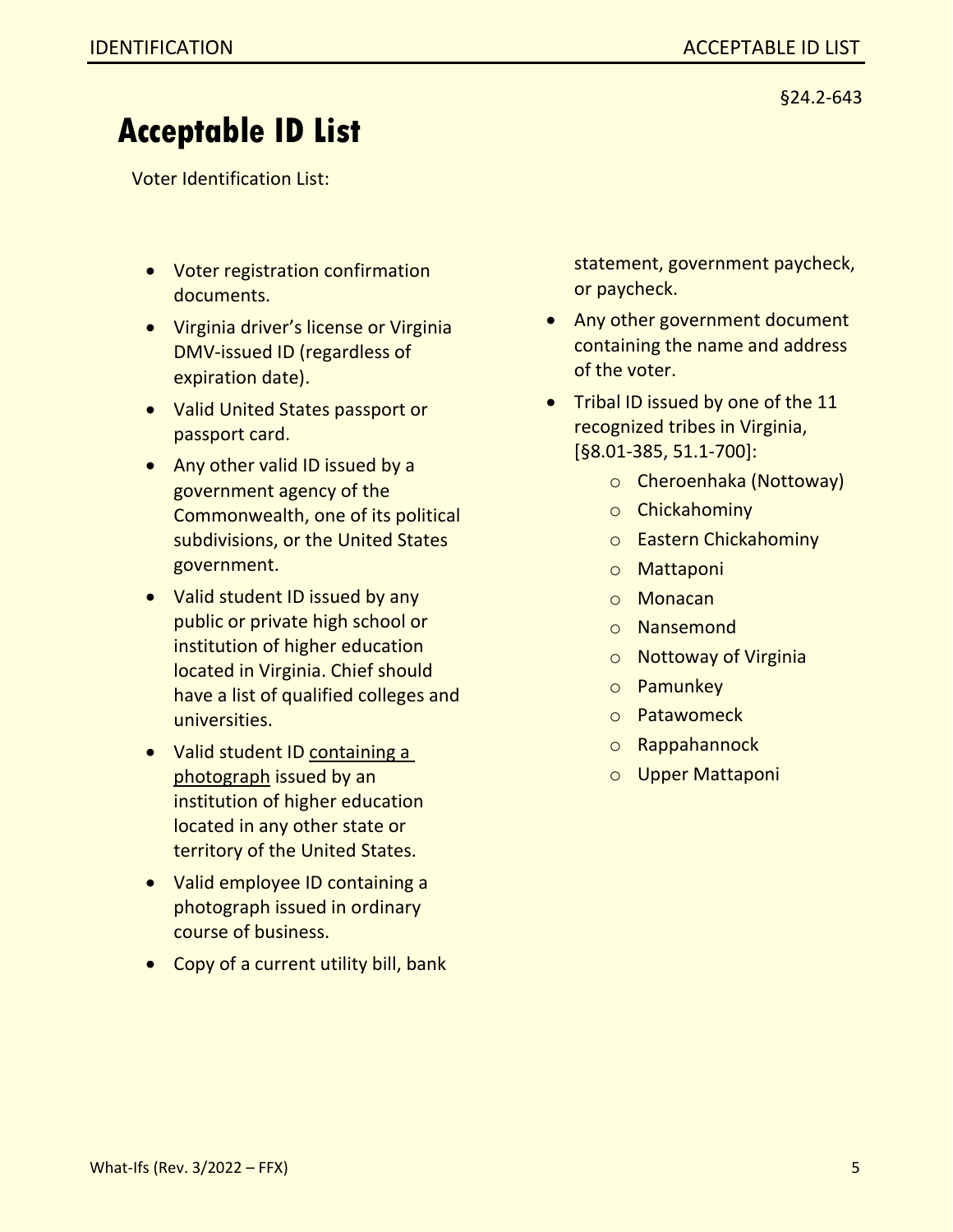§24.2-643

# Acceptable ID List

Voter Identification List:

- Voter registration confirmation documents.
- Virginia driver's license or Virginia DMV-issued ID (regardless of expiration date).
- Valid United States passport or passport card.
- Any other valid ID issued by a government agency of the Commonwealth, one of its political subdivisions, or the United States government.
- Valid student ID issued by any public or private high school or institution of higher education located in Virginia. Chief should have a list of qualified colleges and universities.
- Valid student ID <u>containing a photograph</u> issued by an institution of higher education located in any other state or territory of the United States.
- Valid employee ID containing a photograph issued in ordinary course of business.
- Copy of a current utility bill, bank statement, government paycheck, or paycheck.
- Any other government document containing the name and address of the voter.
- Tribal ID issued by one of the 11 recognized tribes in Virginia, [§8.01-385, 51.1-700]:
  - Cheroenhaka (Nottoway)
  - Chickahominy
  - Eastern Chickahominy
  - Mattaponi
  - Monacan
  - Nansemond
  - Nottoway of Virginia
  - Pamunkey
  - Patawomeck
  - Rappahannock
  - Upper Mattaponi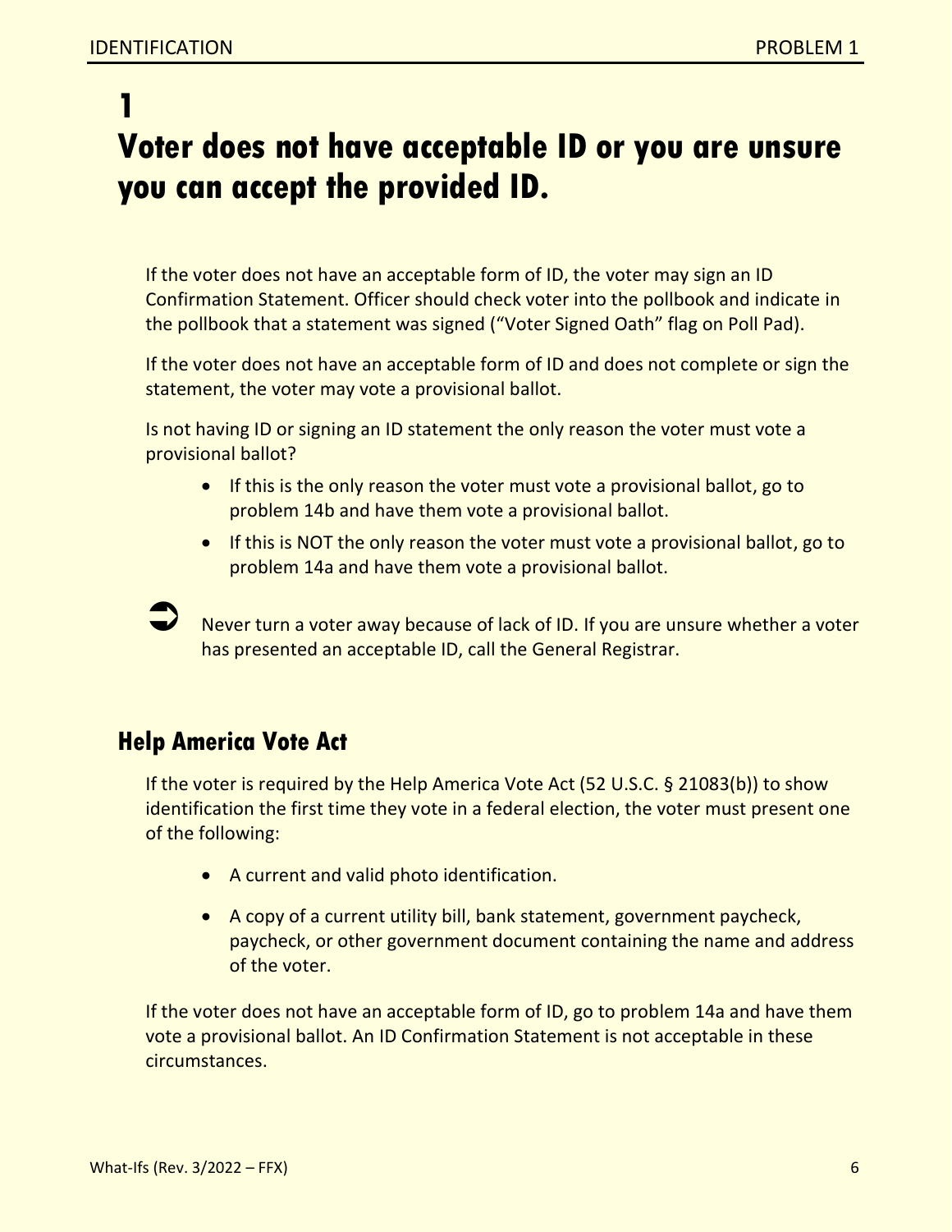# 1
# Voter does not have acceptable ID or you are unsure you can accept the provided ID.

If the voter does not have an acceptable form of ID, the voter may sign an ID Confirmation Statement. Officer should check voter into the pollbook and indicate in the pollbook that a statement was signed ("Voter Signed Oath" flag on Poll Pad).

If the voter does not have an acceptable form of ID and does not complete or sign the statement, the voter may vote a provisional ballot.

Is not having ID or signing an ID statement the only reason the voter must vote a provisional ballot?

- If this is the only reason the voter must vote a provisional ballot, go to problem 14b and have them vote a provisional ballot.
- If this is NOT the only reason the voter must vote a provisional ballot, go to problem 14a and have them vote a provisional ballot.

➲ Never turn a voter away because of lack of ID. If you are unsure whether a voter has presented an acceptable ID, call the General Registrar.

## Help America Vote Act

If the voter is required by the Help America Vote Act (52 U.S.C. § 21083(b)) to show identification the first time they vote in a federal election, the voter must present one of the following:

- A current and valid photo identification.
- A copy of a current utility bill, bank statement, government paycheck, paycheck, or other government document containing the name and address of the voter.

If the voter does not have an acceptable form of ID, go to problem 14a and have them vote a provisional ballot. An ID Confirmation Statement is not acceptable in these circumstances.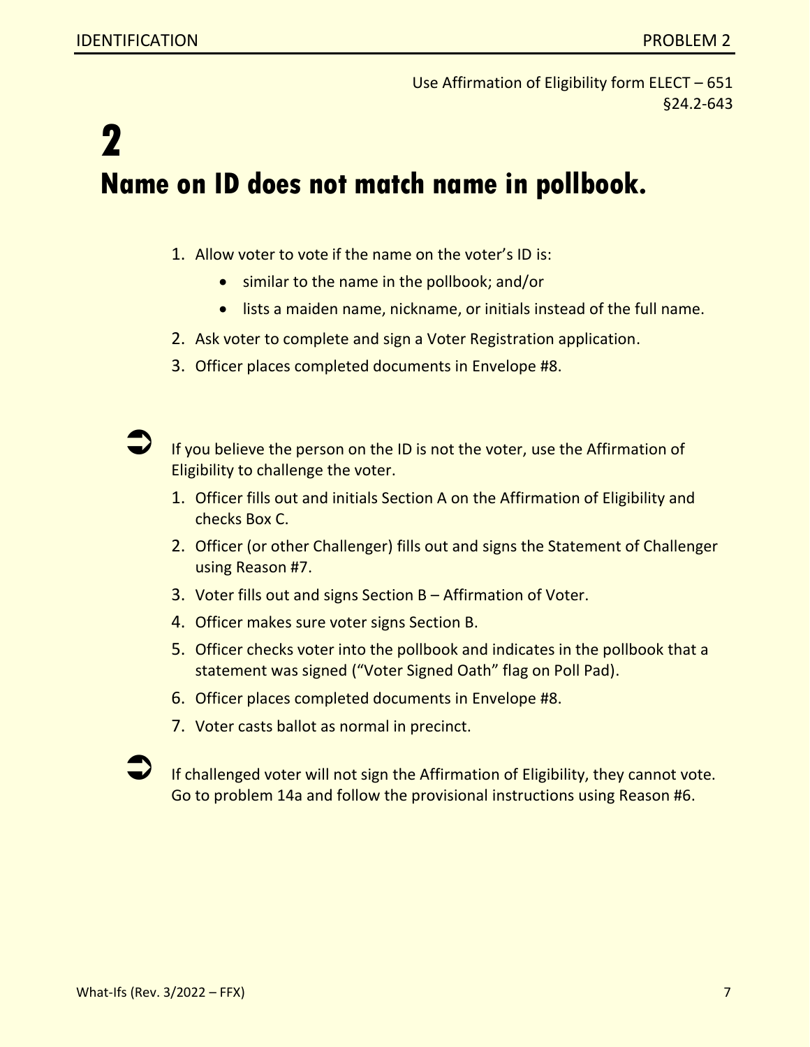Use Affirmation of Eligibility form ELECT – 651
§24.2-643

# 2

# Name on ID does not match name in pollbook.

1. Allow voter to vote if the name on the voter's ID is:
   - similar to the name in the pollbook; and/or
   - lists a maiden name, nickname, or initials instead of the full name.
2. Ask voter to complete and sign a Voter Registration application.
3. Officer places completed documents in Envelope #8.

➲ If you believe the person on the ID is not the voter, use the Affirmation of Eligibility to challenge the voter.

1. Officer fills out and initials Section A on the Affirmation of Eligibility and checks Box C.
2. Officer (or other Challenger) fills out and signs the Statement of Challenger using Reason #7.
3. Voter fills out and signs Section B – Affirmation of Voter.
4. Officer makes sure voter signs Section B.
5. Officer checks voter into the pollbook and indicates in the pollbook that a statement was signed ("Voter Signed Oath" flag on Poll Pad).
6. Officer places completed documents in Envelope #8.
7. Voter casts ballot as normal in precinct.

➲ If challenged voter will not sign the Affirmation of Eligibility, they cannot vote. Go to problem 14a and follow the provisional instructions using Reason #6.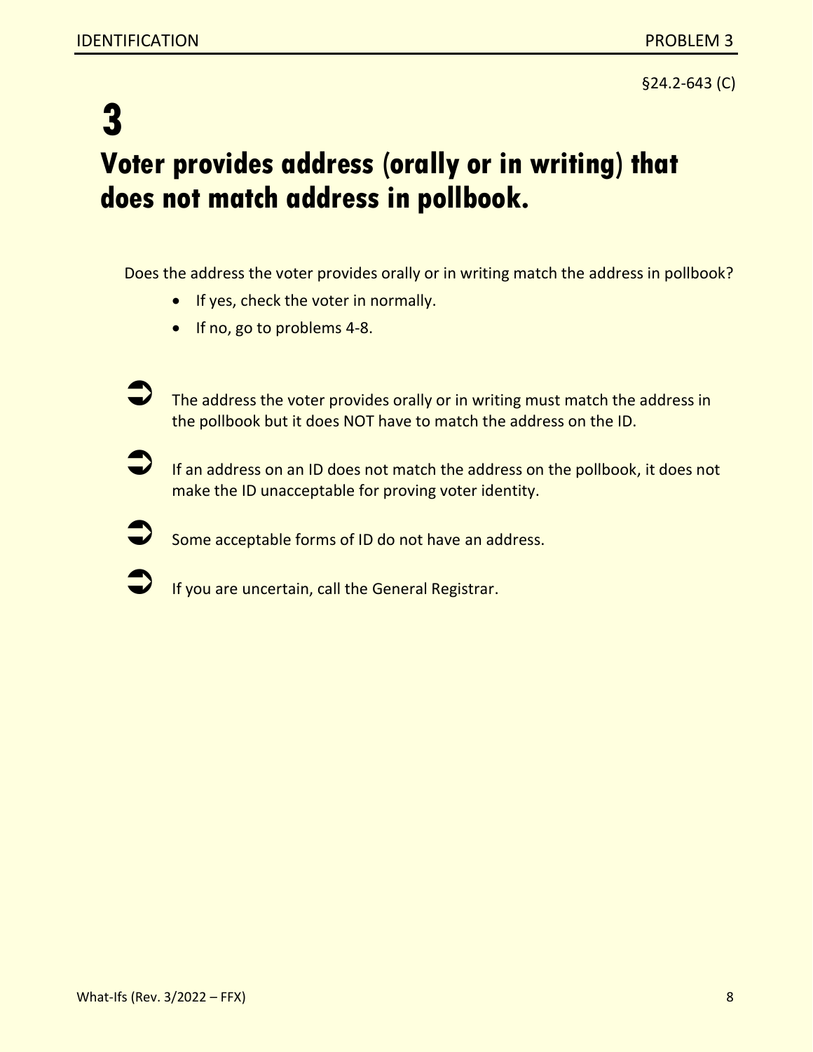§24.2-643 (C)

# 3

# Voter provides address (orally or in writing) that does not match address in pollbook.

Does the address the voter provides orally or in writing match the address in pollbook?

- If yes, check the voter in normally.
- If no, go to problems 4-8.

➲ The address the voter provides orally or in writing must match the address in the pollbook but it does NOT have to match the address on the ID.

➲ If an address on an ID does not match the address on the pollbook, it does not make the ID unacceptable for proving voter identity.

➲ Some acceptable forms of ID do not have an address.

➲ If you are uncertain, call the General Registrar.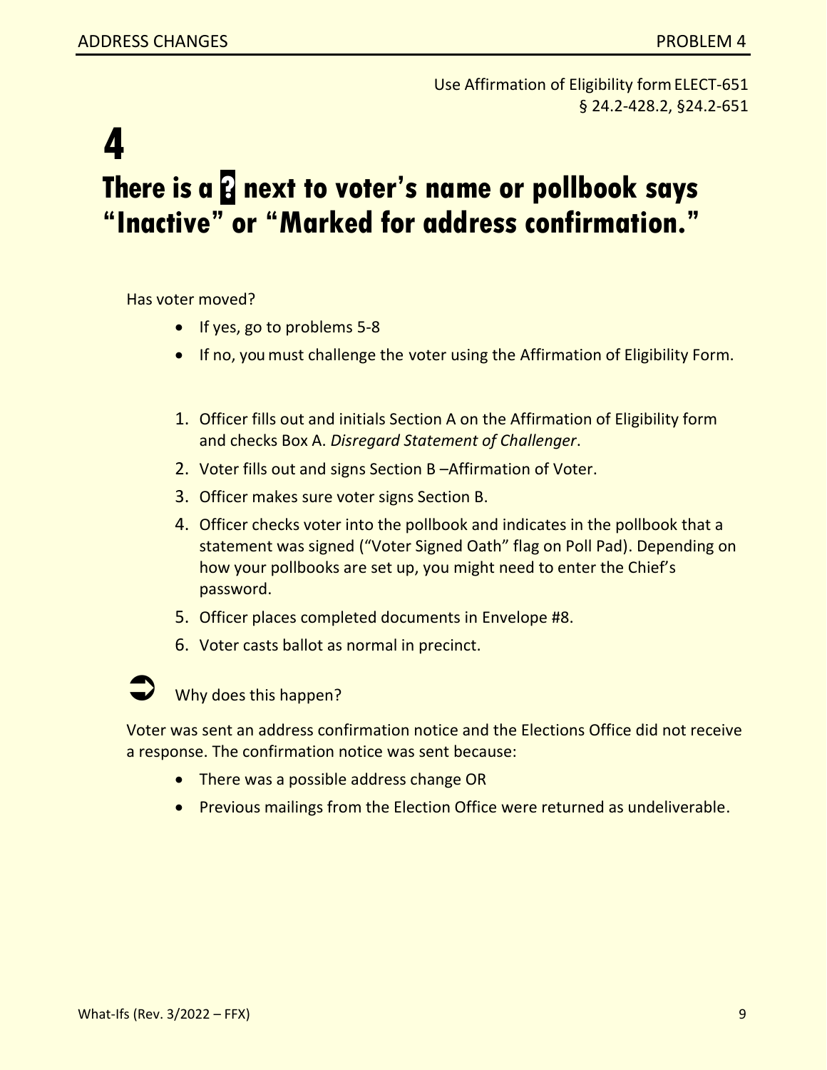Use Affirmation of Eligibility form ELECT-651
§ 24.2-428.2, §24.2-651

# 4

# There is a ? next to voter's name or pollbook says "Inactive" or "Marked for address confirmation."

Has voter moved?

- If yes, go to problems 5-8
- If no, you must challenge the voter using the Affirmation of Eligibility Form.

1. Officer fills out and initials Section A on the Affirmation of Eligibility form and checks Box A. *Disregard Statement of Challenger*.
2. Voter fills out and signs Section B –Affirmation of Voter.
3. Officer makes sure voter signs Section B.
4. Officer checks voter into the pollbook and indicates in the pollbook that a statement was signed ("Voter Signed Oath" flag on Poll Pad). Depending on how your pollbooks are set up, you might need to enter the Chief's password.
5. Officer places completed documents in Envelope #8.
6. Voter casts ballot as normal in precinct.

➲ Why does this happen?

Voter was sent an address confirmation notice and the Elections Office did not receive a response. The confirmation notice was sent because:

- There was a possible address change OR
- Previous mailings from the Election Office were returned as undeliverable.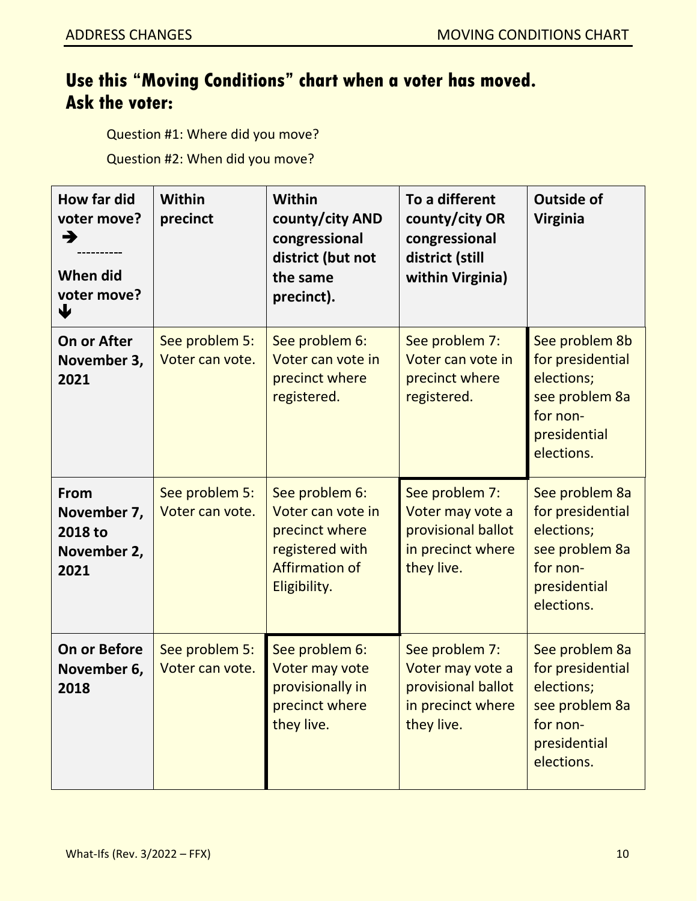## Use this "Moving Conditions" chart when a voter has moved. Ask the voter:

Question #1: Where did you move?

Question #2: When did you move?

| How far did voter move? → <br> ---------- <br> When did voter move? ↓ | Within precinct | Within county/city AND congressional district (but not the same precinct). | To a different county/city OR congressional district (still within Virginia) | Outside of Virginia |
|---|---|---|---|---|
| **On or After November 3, 2021** | See problem 5: Voter can vote. | See problem 6: Voter can vote in precinct where registered. | See problem 7: Voter can vote in precinct where registered. | See problem 8b for presidential elections; see problem 8a for non-presidential elections. |
| **From November 7, 2018 to November 2, 2021** | See problem 5: Voter can vote. | See problem 6: Voter can vote in precinct where registered with Affirmation of Eligibility. | See problem 7: Voter may vote a provisional ballot in precinct where they live. | See problem 8a for presidential elections; see problem 8a for non-presidential elections. |
| **On or Before November 6, 2018** | See problem 5: Voter can vote. | See problem 6: Voter may vote provisionally in precinct where they live. | See problem 7: Voter may vote a provisional ballot in precinct where they live. | See problem 8a for presidential elections; see problem 8a for non-presidential elections. |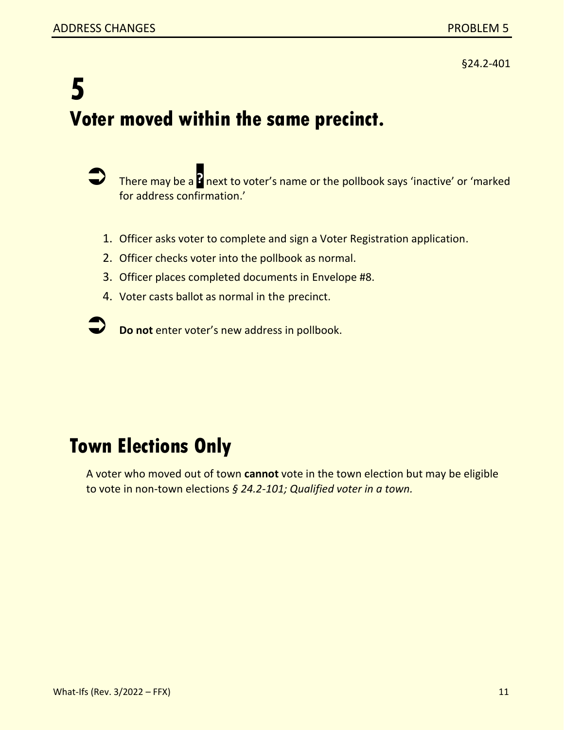§24.2-401

# 5

# Voter moved within the same precinct.

➲ There may be a **?** next to voter's name or the pollbook says 'inactive' or 'marked for address confirmation.'

1. Officer asks voter to complete and sign a Voter Registration application.
2. Officer checks voter into the pollbook as normal.
3. Officer places completed documents in Envelope #8.
4. Voter casts ballot as normal in the precinct.

➲ **Do not** enter voter's new address in pollbook.

## Town Elections Only

A voter who moved out of town **cannot** vote in the town election but may be eligible to vote in non-town elections *§ 24.2-101; Qualified voter in a town.*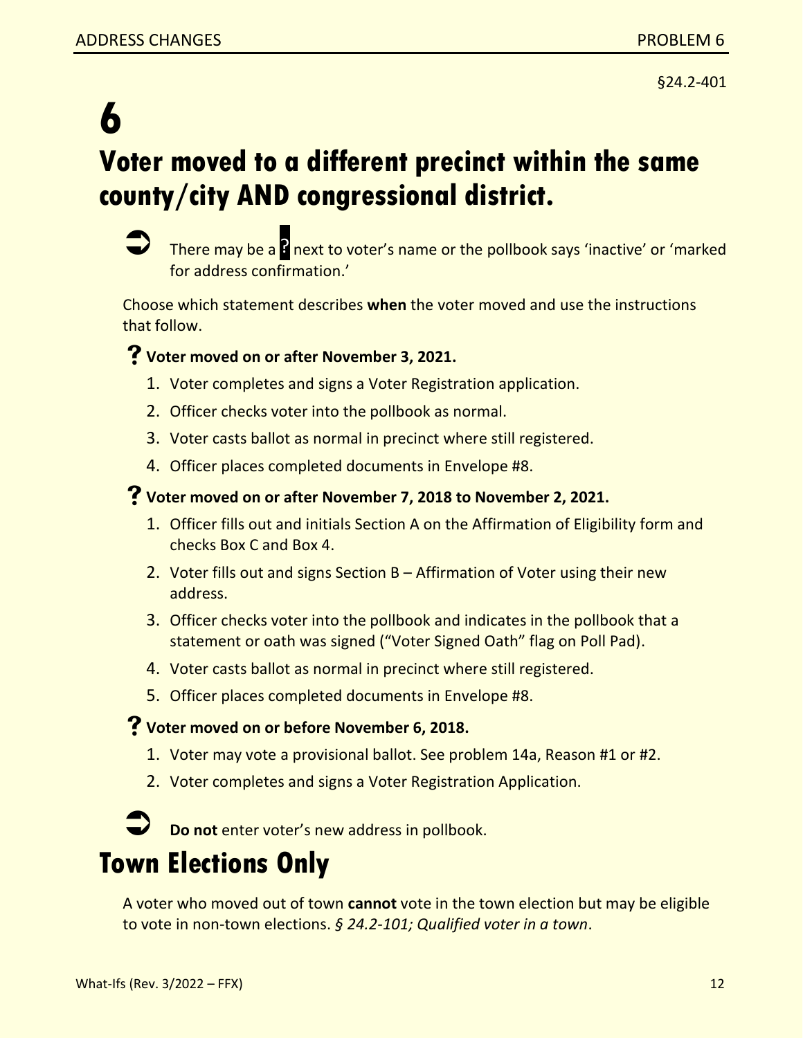§24.2-401

# 6

# Voter moved to a different precinct within the same county/city AND congressional district.

➲ There may be a ? next to voter's name or the pollbook says 'inactive' or 'marked for address confirmation.'

Choose which statement describes **when** the voter moved and use the instructions that follow.

### ? Voter moved on or after November 3, 2021.

1. Voter completes and signs a Voter Registration application.
2. Officer checks voter into the pollbook as normal.
3. Voter casts ballot as normal in precinct where still registered.
4. Officer places completed documents in Envelope #8.

### ? Voter moved on or after November 7, 2018 to November 2, 2021.

1. Officer fills out and initials Section A on the Affirmation of Eligibility form and checks Box C and Box 4.
2. Voter fills out and signs Section B – Affirmation of Voter using their new address.
3. Officer checks voter into the pollbook and indicates in the pollbook that a statement or oath was signed ("Voter Signed Oath" flag on Poll Pad).
4. Voter casts ballot as normal in precinct where still registered.
5. Officer places completed documents in Envelope #8.

### ? Voter moved on or before November 6, 2018.

1. Voter may vote a provisional ballot. See problem 14a, Reason #1 or #2.
2. Voter completes and signs a Voter Registration Application.

➲ **Do not** enter voter's new address in pollbook.

## Town Elections Only

A voter who moved out of town **cannot** vote in the town election but may be eligible to vote in non-town elections. *§ 24.2-101; Qualified voter in a town*.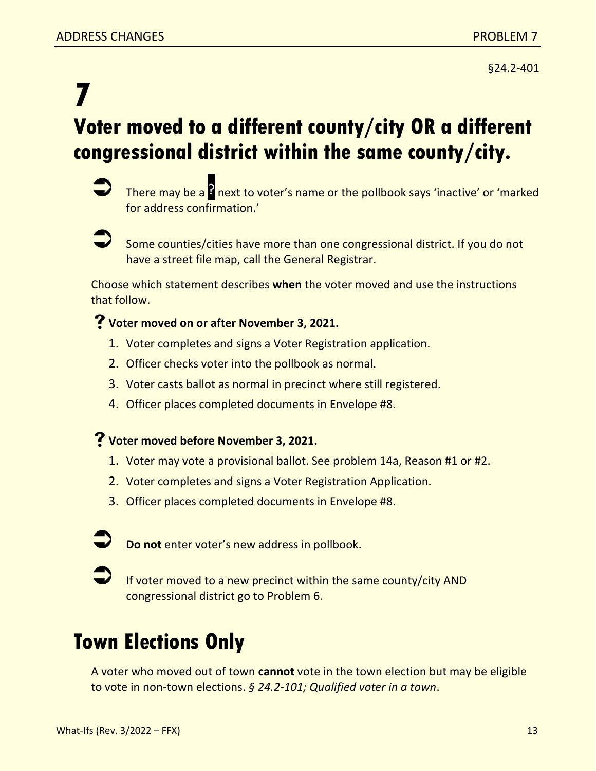§24.2-401

# 7

# Voter moved to a different county/city OR a different congressional district within the same county/city.

➲ There may be a ? next to voter's name or the pollbook says 'inactive' or 'marked for address confirmation.'

➲ Some counties/cities have more than one congressional district. If you do not have a street file map, call the General Registrar.

Choose which statement describes **when** the voter moved and use the instructions that follow.

**? Voter moved on or after November 3, 2021.**

1. Voter completes and signs a Voter Registration application.
2. Officer checks voter into the pollbook as normal.
3. Voter casts ballot as normal in precinct where still registered.
4. Officer places completed documents in Envelope #8.

**? Voter moved before November 3, 2021.**

1. Voter may vote a provisional ballot. See problem 14a, Reason #1 or #2.
2. Voter completes and signs a Voter Registration Application.
3. Officer places completed documents in Envelope #8.

➲ **Do not** enter voter's new address in pollbook.

➲ If voter moved to a new precinct within the same county/city AND congressional district go to Problem 6.

## Town Elections Only

A voter who moved out of town **cannot** vote in the town election but may be eligible to vote in non-town elections. *§ 24.2-101; Qualified voter in a town*.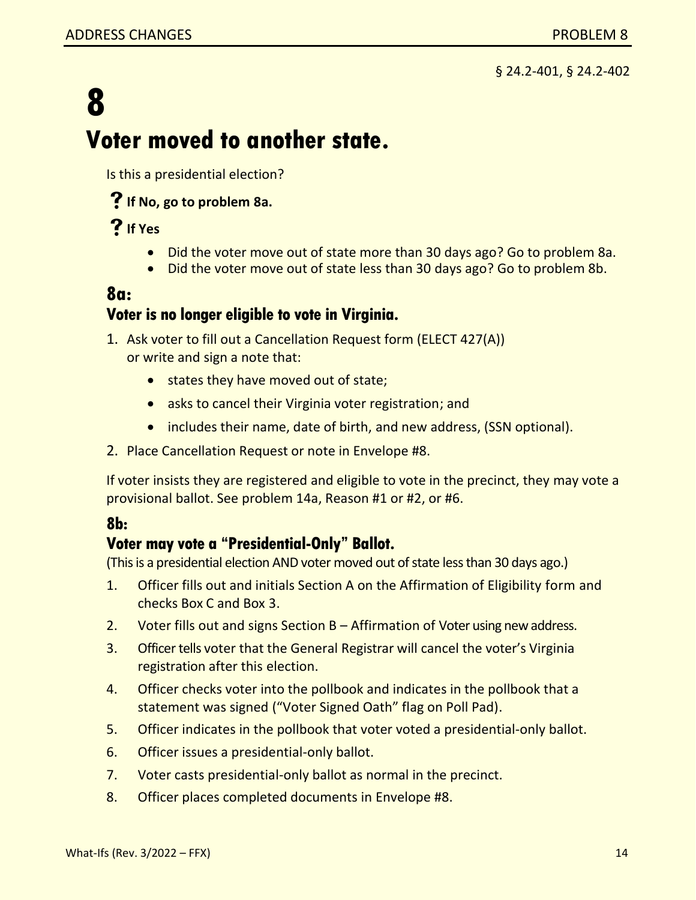§ 24.2-401, § 24.2-402

# 8

# Voter moved to another state.

Is this a presidential election?

**? If No, go to problem 8a.**

**? If Yes**

- Did the voter move out of state more than 30 days ago? Go to problem 8a.
- Did the voter move out of state less than 30 days ago? Go to problem 8b.

## 8a:

### Voter is no longer eligible to vote in Virginia.

1. Ask voter to fill out a Cancellation Request form (ELECT 427(A)) or write and sign a note that:
   - states they have moved out of state;
   - asks to cancel their Virginia voter registration; and
   - includes their name, date of birth, and new address, (SSN optional).
2. Place Cancellation Request or note in Envelope #8.

If voter insists they are registered and eligible to vote in the precinct, they may vote a provisional ballot. See problem 14a, Reason #1 or #2, or #6.

## 8b:

### Voter may vote a "Presidential-Only" Ballot.

(This is a presidential election AND voter moved out of state less than 30 days ago.)

1. Officer fills out and initials Section A on the Affirmation of Eligibility form and checks Box C and Box 3.
2. Voter fills out and signs Section B – Affirmation of Voter using new address.
3. Officer tells voter that the General Registrar will cancel the voter's Virginia registration after this election.
4. Officer checks voter into the pollbook and indicates in the pollbook that a statement was signed ("Voter Signed Oath" flag on Poll Pad).
5. Officer indicates in the pollbook that voter voted a presidential-only ballot.
6. Officer issues a presidential-only ballot.
7. Voter casts presidential-only ballot as normal in the precinct.
8. Officer places completed documents in Envelope #8.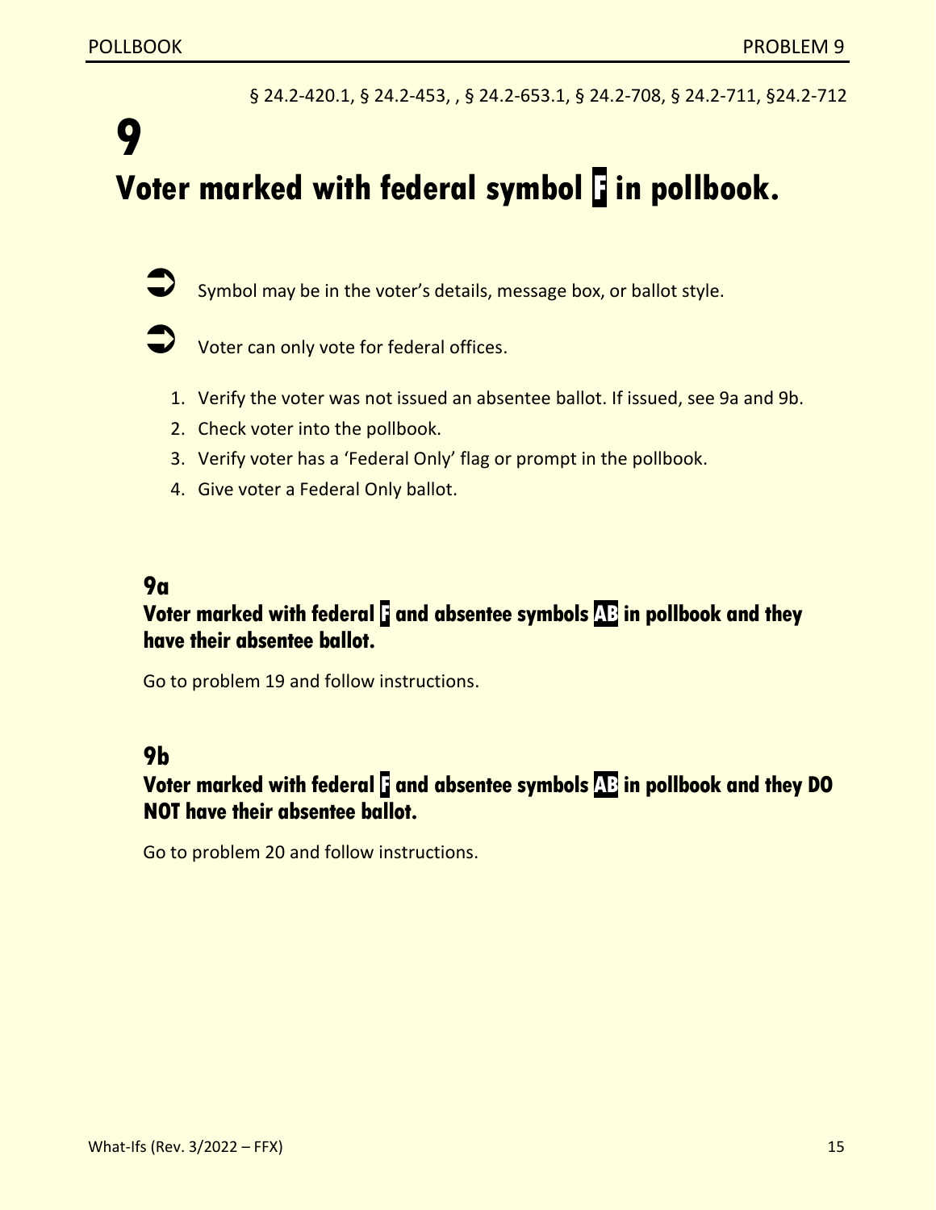§ 24.2-420.1, § 24.2-453, , § 24.2-653.1, § 24.2-708, § 24.2-711, §24.2-712

# 9

# Voter marked with federal symbol F in pollbook.

➡ Symbol may be in the voter's details, message box, or ballot style.

➡ Voter can only vote for federal offices.

1. Verify the voter was not issued an absentee ballot. If issued, see 9a and 9b.
2. Check voter into the pollbook.
3. Verify voter has a 'Federal Only' flag or prompt in the pollbook.
4. Give voter a Federal Only ballot.

## 9a

### Voter marked with federal F and absentee symbols AB in pollbook and they have their absentee ballot.

Go to problem 19 and follow instructions.

## 9b

### Voter marked with federal F and absentee symbols AB in pollbook and they DO NOT have their absentee ballot.

Go to problem 20 and follow instructions.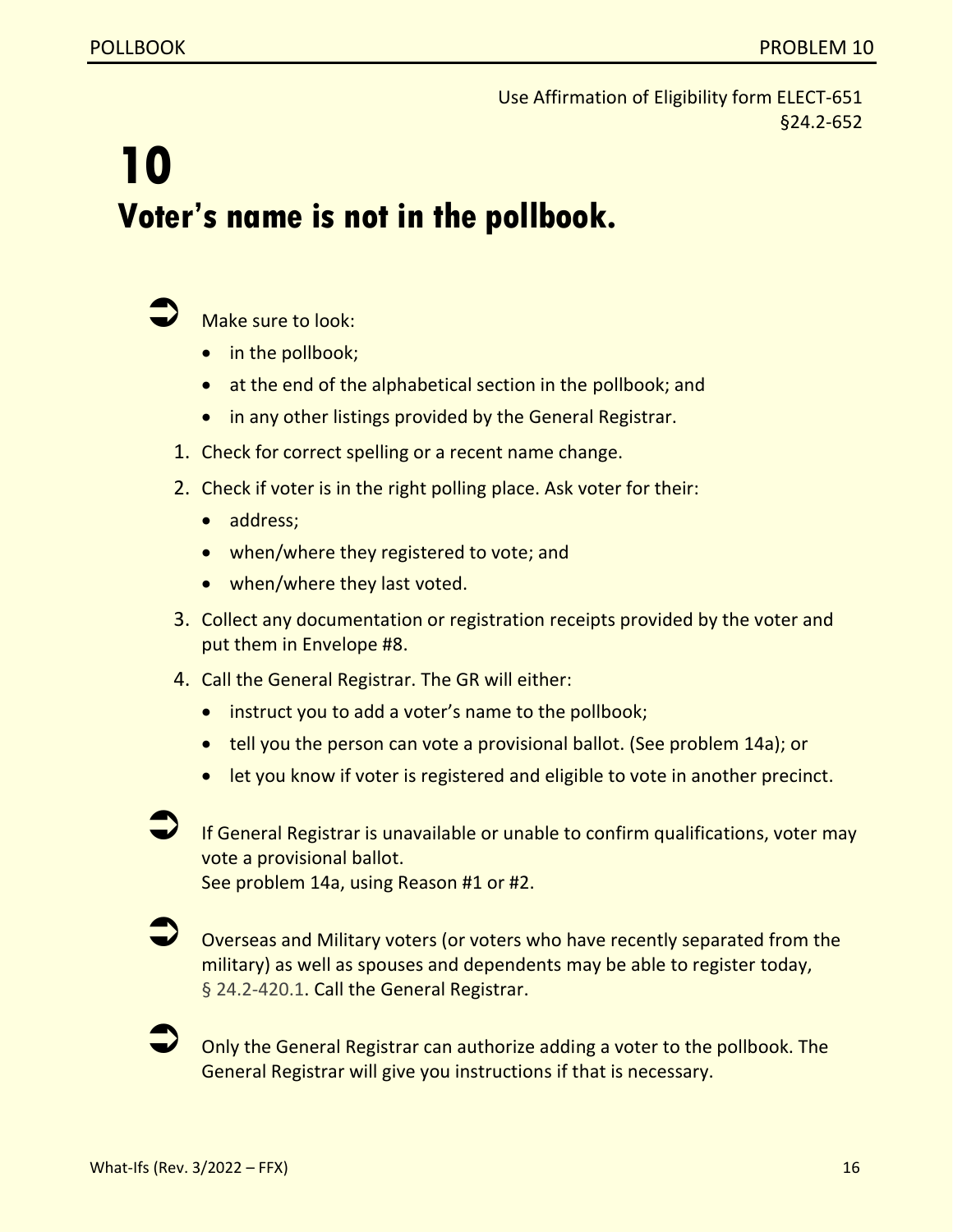Use Affirmation of Eligibility form ELECT-651
§24.2-652

# 10
# Voter's name is not in the pollbook.

➲ Make sure to look:

- in the pollbook;
- at the end of the alphabetical section in the pollbook; and
- in any other listings provided by the General Registrar.

1. Check for correct spelling or a recent name change.
2. Check if voter is in the right polling place. Ask voter for their:
   - address;
   - when/where they registered to vote; and
   - when/where they last voted.
3. Collect any documentation or registration receipts provided by the voter and put them in Envelope #8.
4. Call the General Registrar. The GR will either:
   - instruct you to add a voter's name to the pollbook;
   - tell you the person can vote a provisional ballot. (See problem 14a); or
   - let you know if voter is registered and eligible to vote in another precinct.

➲ If General Registrar is unavailable or unable to confirm qualifications, voter may vote a provisional ballot.
See problem 14a, using Reason #1 or #2.

➲ Overseas and Military voters (or voters who have recently separated from the military) as well as spouses and dependents may be able to register today, § 24.2-420.1. Call the General Registrar.

➲ Only the General Registrar can authorize adding a voter to the pollbook. The General Registrar will give you instructions if that is necessary.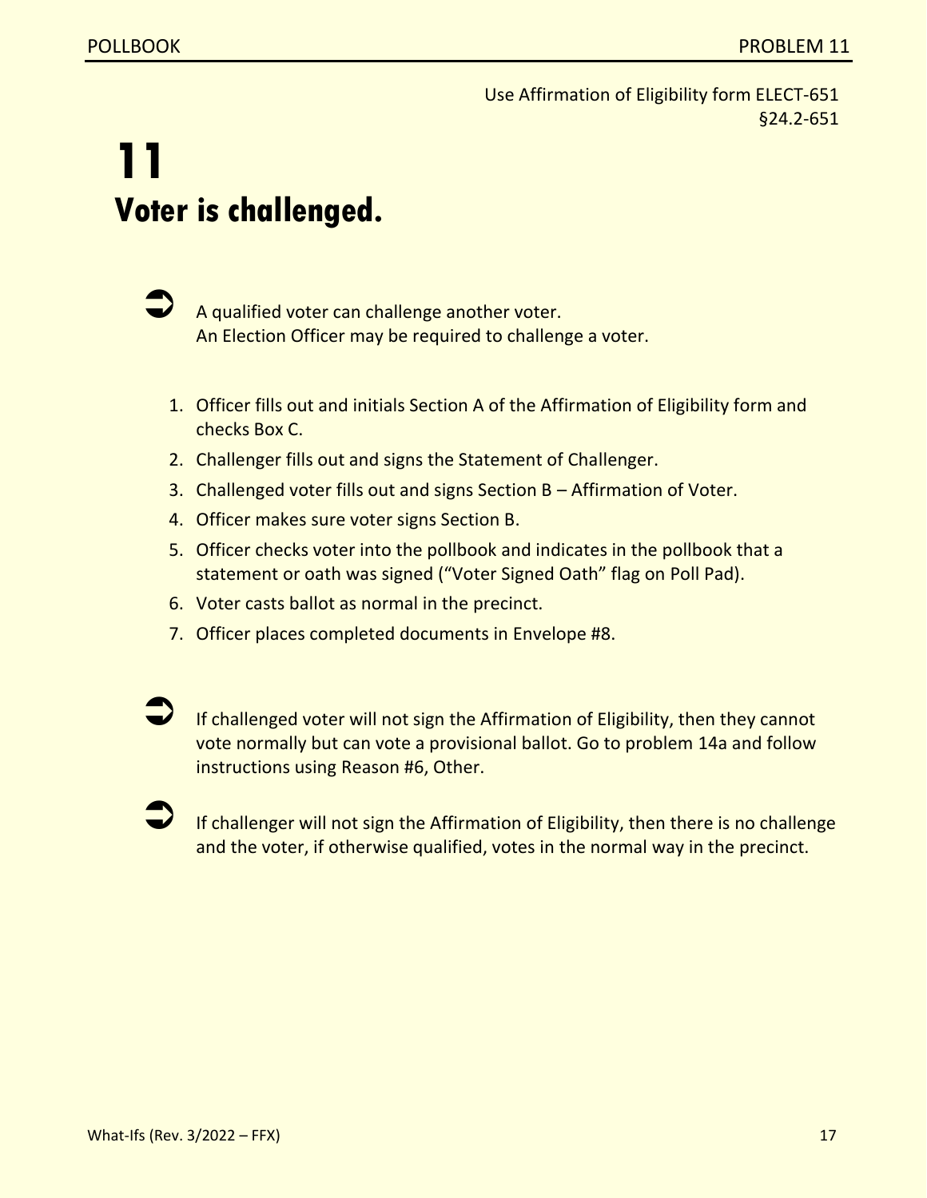Use Affirmation of Eligibility form ELECT-651
§24.2-651

# 11
# Voter is challenged.

➡ A qualified voter can challenge another voter.
An Election Officer may be required to challenge a voter.

1. Officer fills out and initials Section A of the Affirmation of Eligibility form and checks Box C.
2. Challenger fills out and signs the Statement of Challenger.
3. Challenged voter fills out and signs Section B – Affirmation of Voter.
4. Officer makes sure voter signs Section B.
5. Officer checks voter into the pollbook and indicates in the pollbook that a statement or oath was signed ("Voter Signed Oath" flag on Poll Pad).
6. Voter casts ballot as normal in the precinct.
7. Officer places completed documents in Envelope #8.

➡ If challenged voter will not sign the Affirmation of Eligibility, then they cannot vote normally but can vote a provisional ballot. Go to problem 14a and follow instructions using Reason #6, Other.

➡ If challenger will not sign the Affirmation of Eligibility, then there is no challenge and the voter, if otherwise qualified, votes in the normal way in the precinct.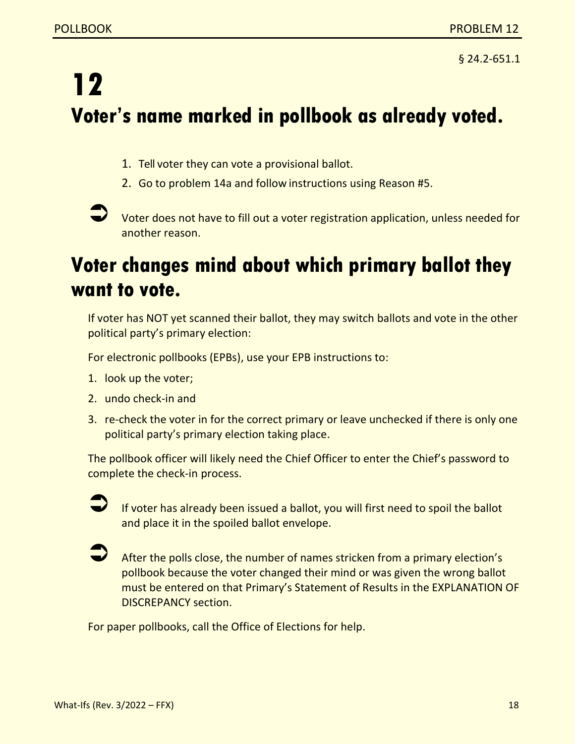§ 24.2-651.1

# 12

# Voter's name marked in pollbook as already voted.

1. Tell voter they can vote a provisional ballot.
2. Go to problem 14a and follow instructions using Reason #5.

➲ Voter does not have to fill out a voter registration application, unless needed for another reason.

# Voter changes mind about which primary ballot they want to vote.

If voter has NOT yet scanned their ballot, they may switch ballots and vote in the other political party's primary election:

For electronic pollbooks (EPBs), use your EPB instructions to:

1. look up the voter;
2. undo check-in and
3. re-check the voter in for the correct primary or leave unchecked if there is only one political party's primary election taking place.

The pollbook officer will likely need the Chief Officer to enter the Chief's password to complete the check-in process.

➲ If voter has already been issued a ballot, you will first need to spoil the ballot and place it in the spoiled ballot envelope.

➲ After the polls close, the number of names stricken from a primary election's pollbook because the voter changed their mind or was given the wrong ballot must be entered on that Primary's Statement of Results in the EXPLANATION OF DISCREPANCY section.

For paper pollbooks, call the Office of Elections for help.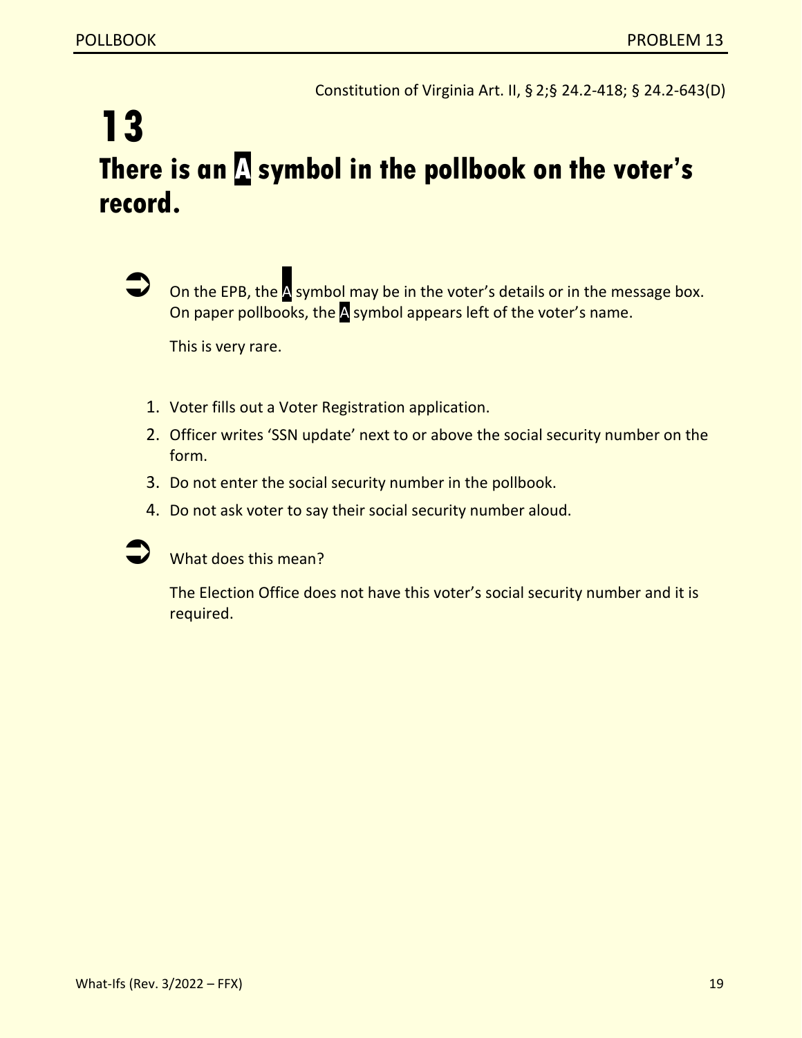Constitution of Virginia Art. II, § 2;§ 24.2-418; § 24.2-643(D)

# 13

# There is an A symbol in the pollbook on the voter's record.

➲ On the EPB, the A symbol may be in the voter's details or in the message box. On paper pollbooks, the A symbol appears left of the voter's name.

This is very rare.

1. Voter fills out a Voter Registration application.
2. Officer writes 'SSN update' next to or above the social security number on the form.
3. Do not enter the social security number in the pollbook.
4. Do not ask voter to say their social security number aloud.

➲ What does this mean?

The Election Office does not have this voter's social security number and it is required.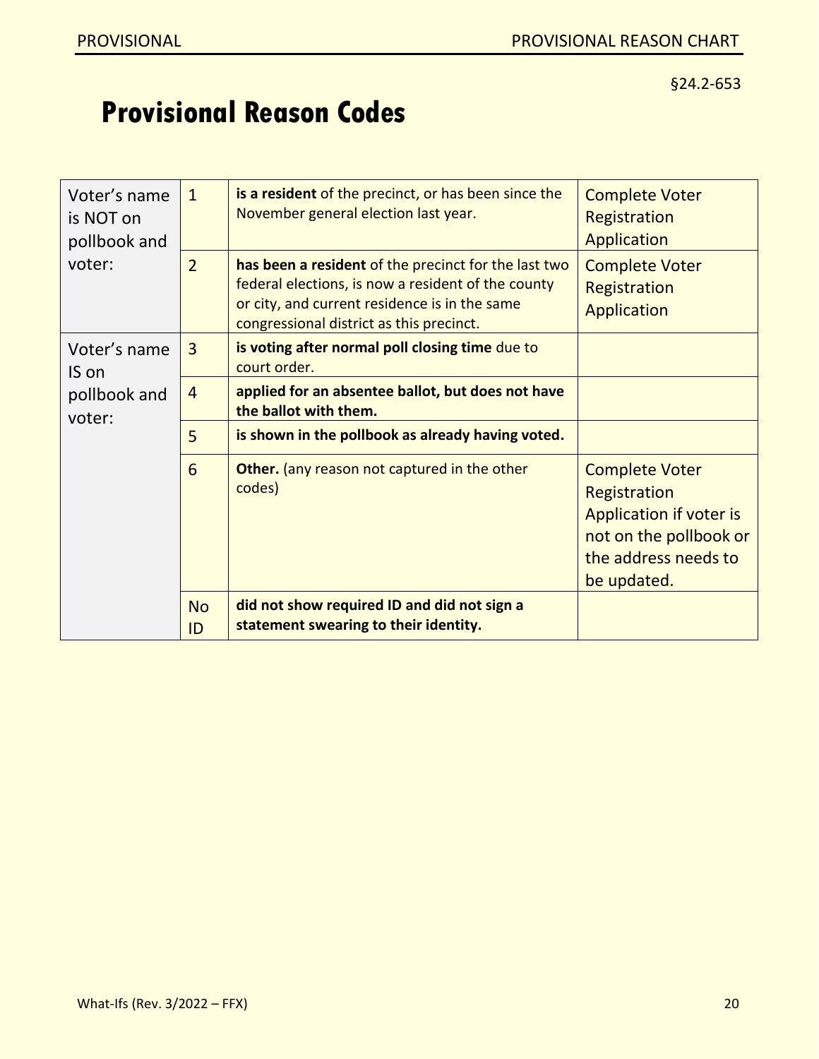§24.2-653

# Provisional Reason Codes

| | | | |
|---|---|---|---|
| Voter's name is NOT on pollbook and voter: | 1 | **is a resident** of the precinct, or has been since the November general election last year. | Complete Voter Registration Application |
| | 2 | **has been a resident** of the precinct for the last two federal elections, is now a resident of the county or city, and current residence is in the same congressional district as this precinct. | Complete Voter Registration Application |
| Voter's name IS on pollbook and voter: | 3 | **is voting after normal poll closing time** due to court order. | |
| | 4 | **applied for an absentee ballot, but does not have the ballot with them.** | |
| | 5 | **is shown in the pollbook as already having voted.** | |
| | 6 | **Other.** (any reason not captured in the other codes) | Complete Voter Registration Application if voter is not on the pollbook or the address needs to be updated. |
| | No ID | **did not show required ID and did not sign a statement swearing to their identity.** | |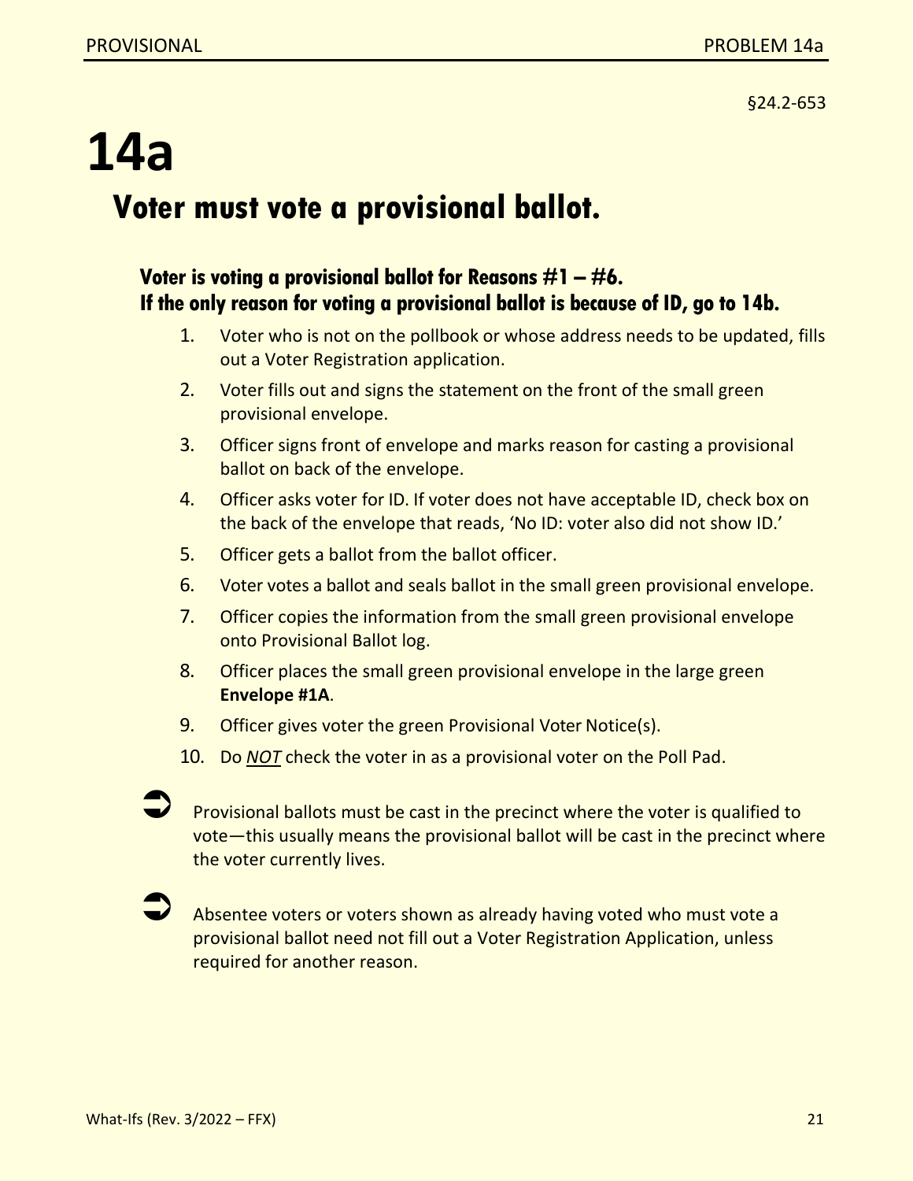§24.2-653

# 14a

## Voter must vote a provisional ballot.

### Voter is voting a provisional ballot for Reasons #1 – #6.
### If the only reason for voting a provisional ballot is because of ID, go to 14b.

1. Voter who is not on the pollbook or whose address needs to be updated, fills out a Voter Registration application.
2. Voter fills out and signs the statement on the front of the small green provisional envelope.
3. Officer signs front of envelope and marks reason for casting a provisional ballot on back of the envelope.
4. Officer asks voter for ID. If voter does not have acceptable ID, check box on the back of the envelope that reads, 'No ID: voter also did not show ID.'
5. Officer gets a ballot from the ballot officer.
6. Voter votes a ballot and seals ballot in the small green provisional envelope.
7. Officer copies the information from the small green provisional envelope onto Provisional Ballot log.
8. Officer places the small green provisional envelope in the large green **Envelope #1A**.
9. Officer gives voter the green Provisional Voter Notice(s).
10. Do ***NOT*** check the voter in as a provisional voter on the Poll Pad.

➡ Provisional ballots must be cast in the precinct where the voter is qualified to vote—this usually means the provisional ballot will be cast in the precinct where the voter currently lives.

➡ Absentee voters or voters shown as already having voted who must vote a provisional ballot need not fill out a Voter Registration Application, unless required for another reason.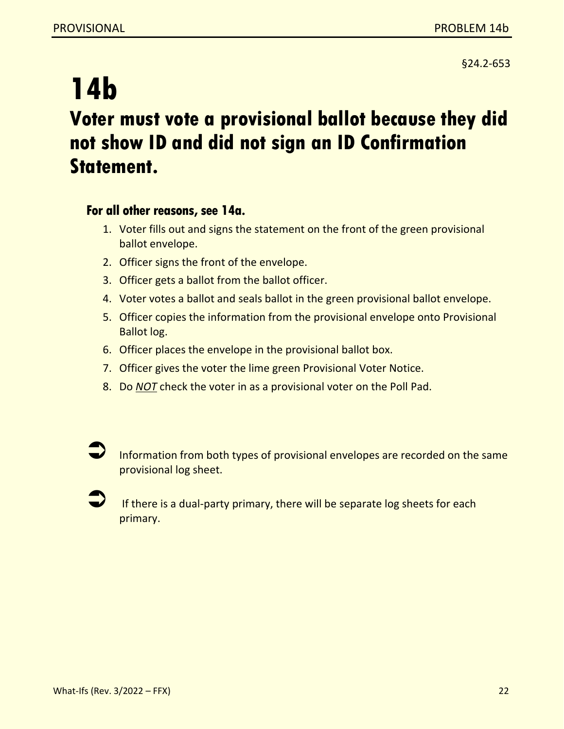§24.2-653

# 14b

## Voter must vote a provisional ballot because they did not show ID and did not sign an ID Confirmation Statement.

### For all other reasons, see 14a.

1. Voter fills out and signs the statement on the front of the green provisional ballot envelope.
2. Officer signs the front of the envelope.
3. Officer gets a ballot from the ballot officer.
4. Voter votes a ballot and seals ballot in the green provisional ballot envelope.
5. Officer copies the information from the provisional envelope onto Provisional Ballot log.
6. Officer places the envelope in the provisional ballot box.
7. Officer gives the voter the lime green Provisional Voter Notice.
8. Do ***NOT*** check the voter in as a provisional voter on the Poll Pad.

➲ Information from both types of provisional envelopes are recorded on the same provisional log sheet.

➲ If there is a dual-party primary, there will be separate log sheets for each primary.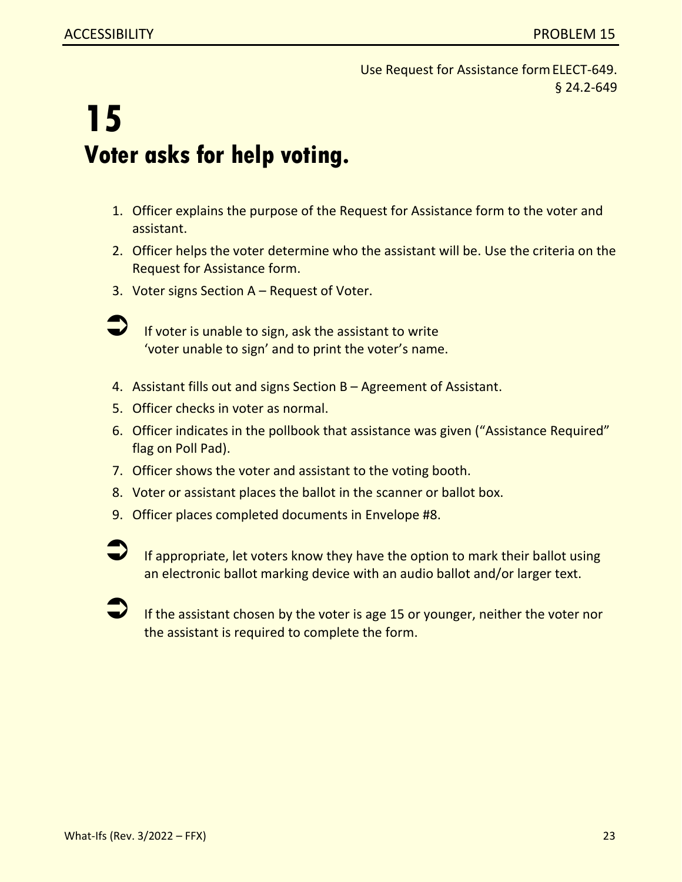Use Request for Assistance form ELECT-649.
§ 24.2-649

# 15
# Voter asks for help voting.

1. Officer explains the purpose of the Request for Assistance form to the voter and assistant.
2. Officer helps the voter determine who the assistant will be. Use the criteria on the Request for Assistance form.
3. Voter signs Section A – Request of Voter.

➲ If voter is unable to sign, ask the assistant to write 'voter unable to sign' and to print the voter's name.

4. Assistant fills out and signs Section B – Agreement of Assistant.
5. Officer checks in voter as normal.
6. Officer indicates in the pollbook that assistance was given ("Assistance Required" flag on Poll Pad).
7. Officer shows the voter and assistant to the voting booth.
8. Voter or assistant places the ballot in the scanner or ballot box.
9. Officer places completed documents in Envelope #8.

➲ If appropriate, let voters know they have the option to mark their ballot using an electronic ballot marking device with an audio ballot and/or larger text.

➲ If the assistant chosen by the voter is age 15 or younger, neither the voter nor the assistant is required to complete the form.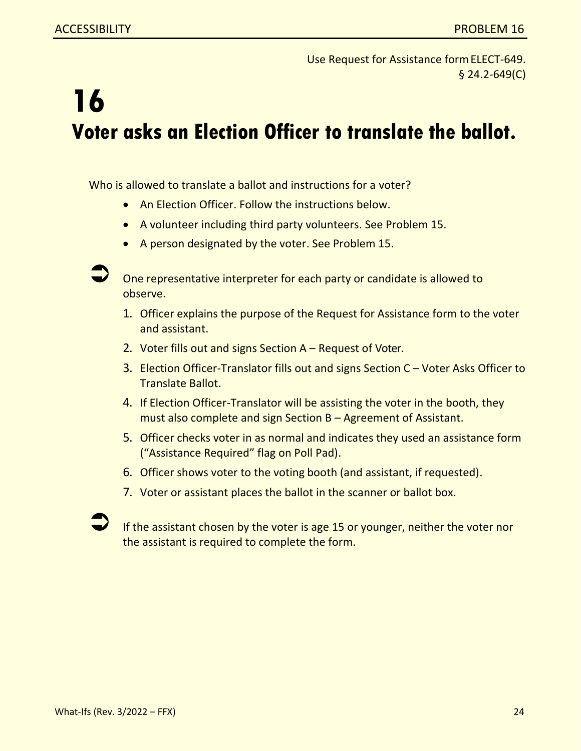Use Request for Assistance form ELECT-649.
§ 24.2-649(C)

# 16

# Voter asks an Election Officer to translate the ballot.

Who is allowed to translate a ballot and instructions for a voter?

- An Election Officer. Follow the instructions below.
- A volunteer including third party volunteers. See Problem 15.
- A person designated by the voter. See Problem 15.

➲ One representative interpreter for each party or candidate is allowed to observe.

1. Officer explains the purpose of the Request for Assistance form to the voter and assistant.
2. Voter fills out and signs Section A – Request of Voter.
3. Election Officer-Translator fills out and signs Section C – Voter Asks Officer to Translate Ballot.
4. If Election Officer-Translator will be assisting the voter in the booth, they must also complete and sign Section B – Agreement of Assistant.
5. Officer checks voter in as normal and indicates they used an assistance form ("Assistance Required" flag on Poll Pad).
6. Officer shows voter to the voting booth (and assistant, if requested).
7. Voter or assistant places the ballot in the scanner or ballot box.

➲ If the assistant chosen by the voter is age 15 or younger, neither the voter nor the assistant is required to complete the form.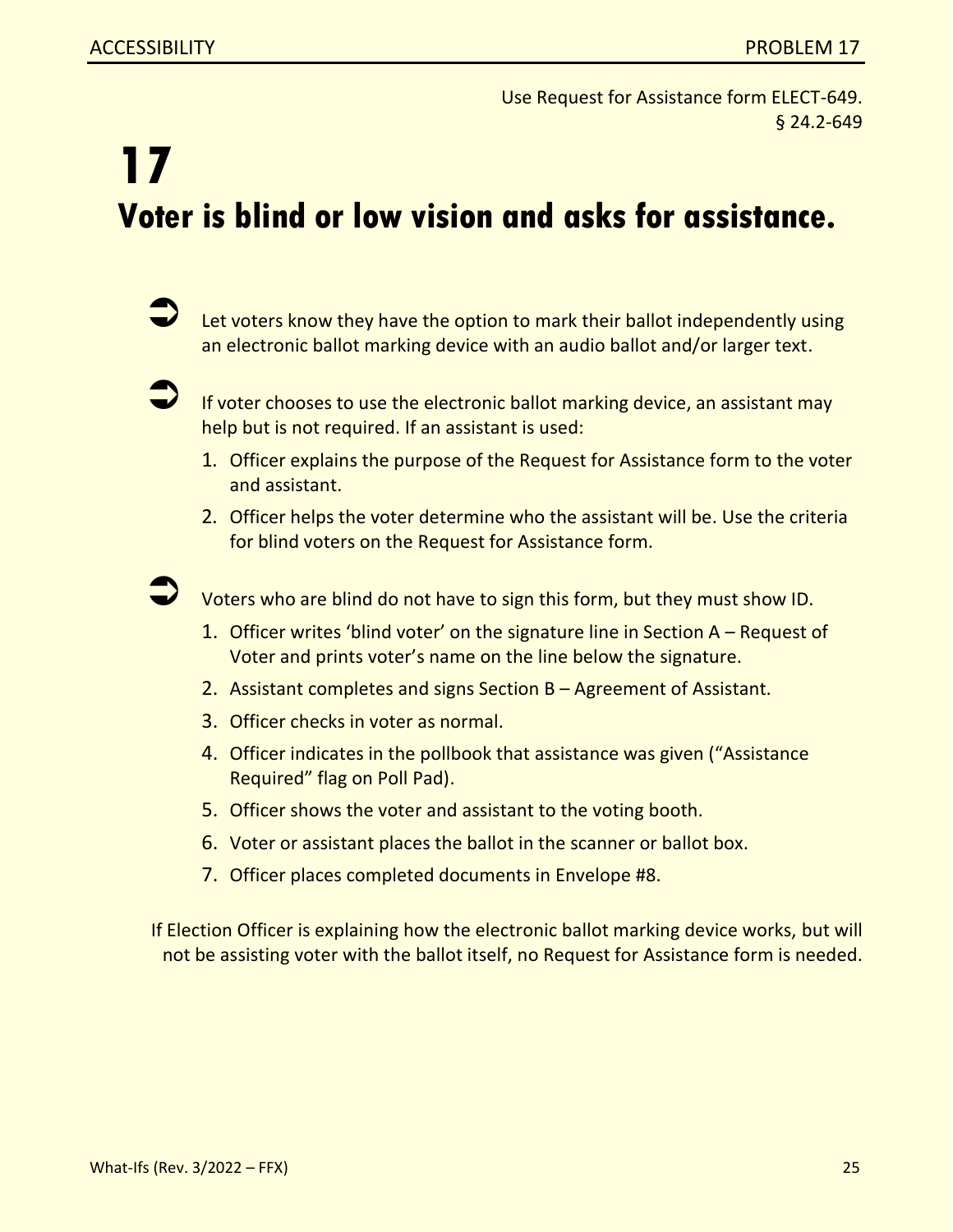Use Request for Assistance form ELECT-649.
§ 24.2-649

# 17

# Voter is blind or low vision and asks for assistance.

- Let voters know they have the option to mark their ballot independently using an electronic ballot marking device with an audio ballot and/or larger text.

- If voter chooses to use the electronic ballot marking device, an assistant may help but is not required. If an assistant is used:
  1. Officer explains the purpose of the Request for Assistance form to the voter and assistant.
  2. Officer helps the voter determine who the assistant will be. Use the criteria for blind voters on the Request for Assistance form.

- Voters who are blind do not have to sign this form, but they must show ID.
  1. Officer writes 'blind voter' on the signature line in Section A – Request of Voter and prints voter's name on the line below the signature.
  2. Assistant completes and signs Section B – Agreement of Assistant.
  3. Officer checks in voter as normal.
  4. Officer indicates in the pollbook that assistance was given ("Assistance Required" flag on Poll Pad).
  5. Officer shows the voter and assistant to the voting booth.
  6. Voter or assistant places the ballot in the scanner or ballot box.
  7. Officer places completed documents in Envelope #8.

If Election Officer is explaining how the electronic ballot marking device works, but will not be assisting voter with the ballot itself, no Request for Assistance form is needed.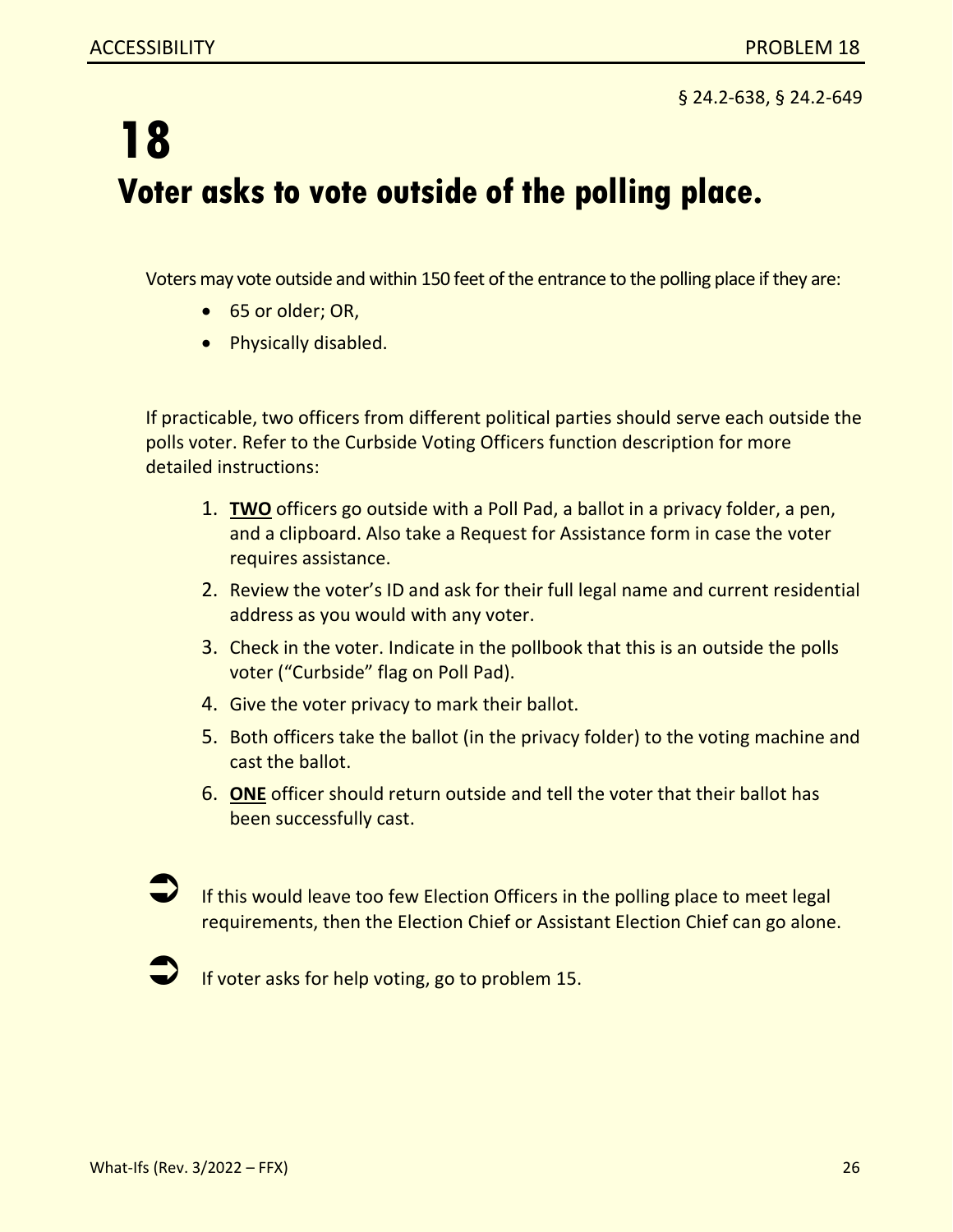§ 24.2-638, § 24.2-649

# 18

# Voter asks to vote outside of the polling place.

Voters may vote outside and within 150 feet of the entrance to the polling place if they are:

- 65 or older; OR,
- Physically disabled.

If practicable, two officers from different political parties should serve each outside the polls voter. Refer to the Curbside Voting Officers function description for more detailed instructions:

1. **TWO** officers go outside with a Poll Pad, a ballot in a privacy folder, a pen, and a clipboard. Also take a Request for Assistance form in case the voter requires assistance.
2. Review the voter's ID and ask for their full legal name and current residential address as you would with any voter.
3. Check in the voter. Indicate in the pollbook that this is an outside the polls voter ("Curbside" flag on Poll Pad).
4. Give the voter privacy to mark their ballot.
5. Both officers take the ballot (in the privacy folder) to the voting machine and cast the ballot.
6. **ONE** officer should return outside and tell the voter that their ballot has been successfully cast.

➲ If this would leave too few Election Officers in the polling place to meet legal requirements, then the Election Chief or Assistant Election Chief can go alone.

➲ If voter asks for help voting, go to problem 15.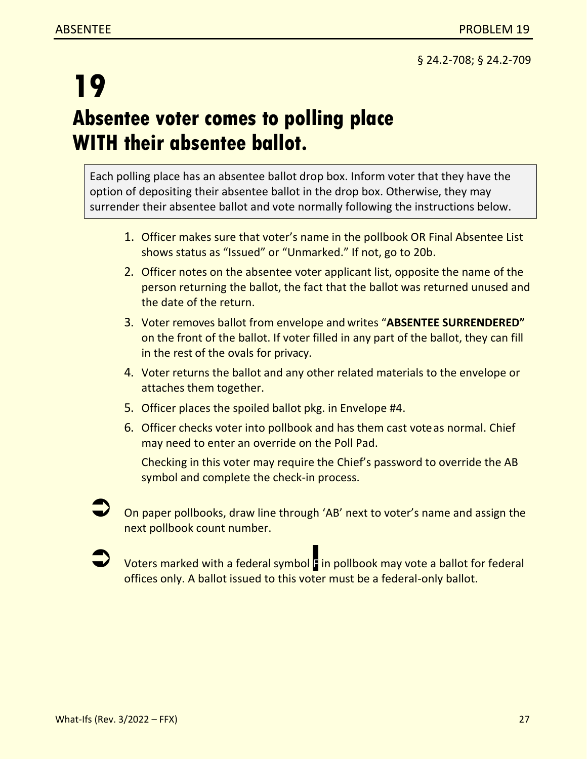§ 24.2-708; § 24.2-709

# 19

## Absentee voter comes to polling place WITH their absentee ballot.

Each polling place has an absentee ballot drop box. Inform voter that they have the option of depositing their absentee ballot in the drop box. Otherwise, they may surrender their absentee ballot and vote normally following the instructions below.

1. Officer makes sure that voter's name in the pollbook OR Final Absentee List shows status as "Issued" or "Unmarked." If not, go to 20b.
2. Officer notes on the absentee voter applicant list, opposite the name of the person returning the ballot, the fact that the ballot was returned unused and the date of the return.
3. Voter removes ballot from envelope and writes "**ABSENTEE SURRENDERED"** on the front of the ballot. If voter filled in any part of the ballot, they can fill in the rest of the ovals for privacy.
4. Voter returns the ballot and any other related materials to the envelope or attaches them together.
5. Officer places the spoiled ballot pkg. in Envelope #4.
6. Officer checks voter into pollbook and has them cast vote as normal. Chief may need to enter an override on the Poll Pad.

   Checking in this voter may require the Chief's password to override the AB symbol and complete the check-in process.

➲ On paper pollbooks, draw line through 'AB' next to voter's name and assign the next pollbook count number.

➲ Voters marked with a federal symbol F in pollbook may vote a ballot for federal offices only. A ballot issued to this voter must be a federal-only ballot.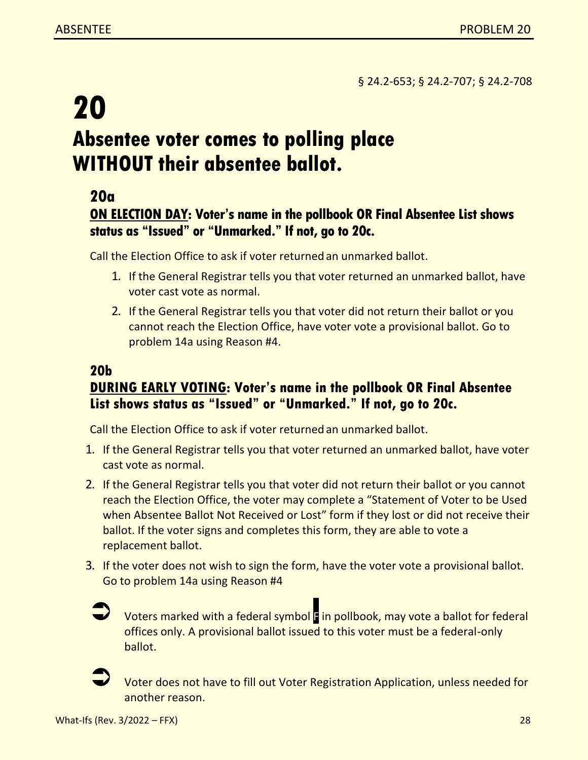§ 24.2-653; § 24.2-707; § 24.2-708

# 20

# Absentee voter comes to polling place WITHOUT their absentee ballot.

## 20a

### <u>ON ELECTION DAY</u>: Voter's name in the pollbook OR Final Absentee List shows status as "Issued" or "Unmarked." If not, go to 20c.

Call the Election Office to ask if voter returned an unmarked ballot.

1. If the General Registrar tells you that voter returned an unmarked ballot, have voter cast vote as normal.
2. If the General Registrar tells you that voter did not return their ballot or you cannot reach the Election Office, have voter vote a provisional ballot. Go to problem 14a using Reason #4.

## 20b

### <u>DURING EARLY VOTING</u>: Voter's name in the pollbook OR Final Absentee List shows status as "Issued" or "Unmarked." If not, go to 20c.

Call the Election Office to ask if voter returned an unmarked ballot.

1. If the General Registrar tells you that voter returned an unmarked ballot, have voter cast vote as normal.
2. If the General Registrar tells you that voter did not return their ballot or you cannot reach the Election Office, the voter may complete a "Statement of Voter to be Used when Absentee Ballot Not Received or Lost" form if they lost or did not receive their ballot. If the voter signs and completes this form, they are able to vote a replacement ballot.
3. If the voter does not wish to sign the form, have the voter vote a provisional ballot. Go to problem 14a using Reason #4

➲ Voters marked with a federal symbol F in pollbook, may vote a ballot for federal offices only. A provisional ballot issued to this voter must be a federal-only ballot.

➲ Voter does not have to fill out Voter Registration Application, unless needed for another reason.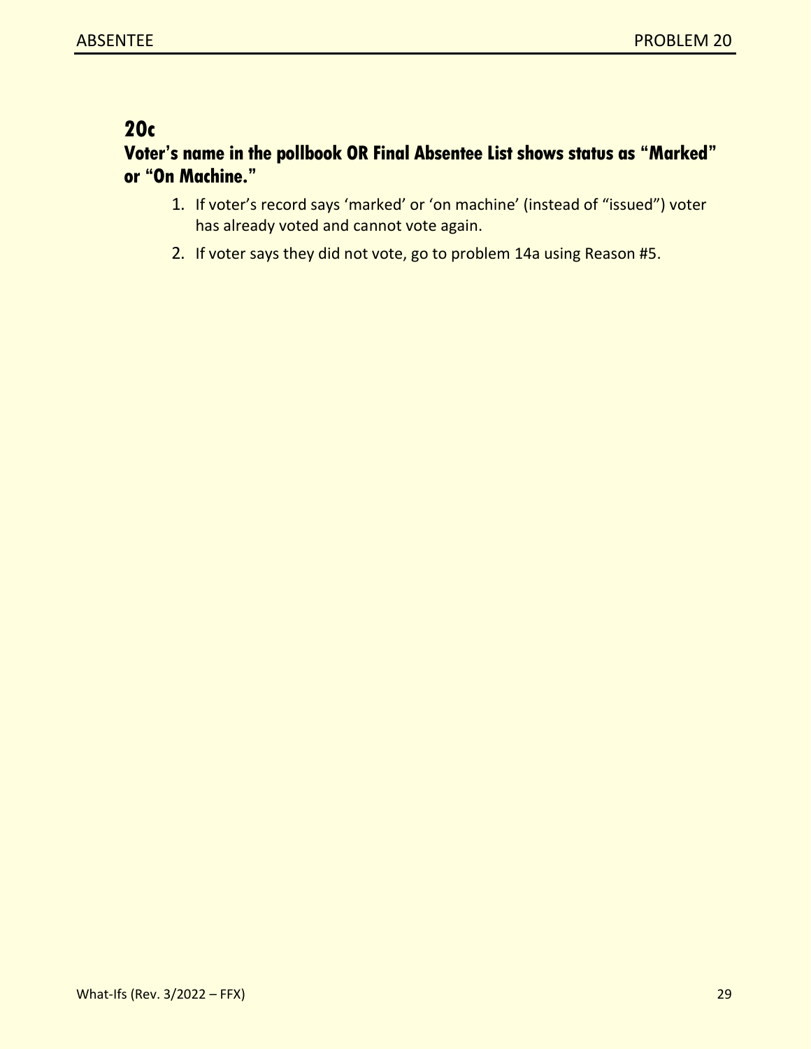## 20c

### Voter's name in the pollbook OR Final Absentee List shows status as "Marked" or "On Machine."

1. If voter's record says 'marked' or 'on machine' (instead of "issued") voter has already voted and cannot vote again.
2. If voter says they did not vote, go to problem 14a using Reason #5.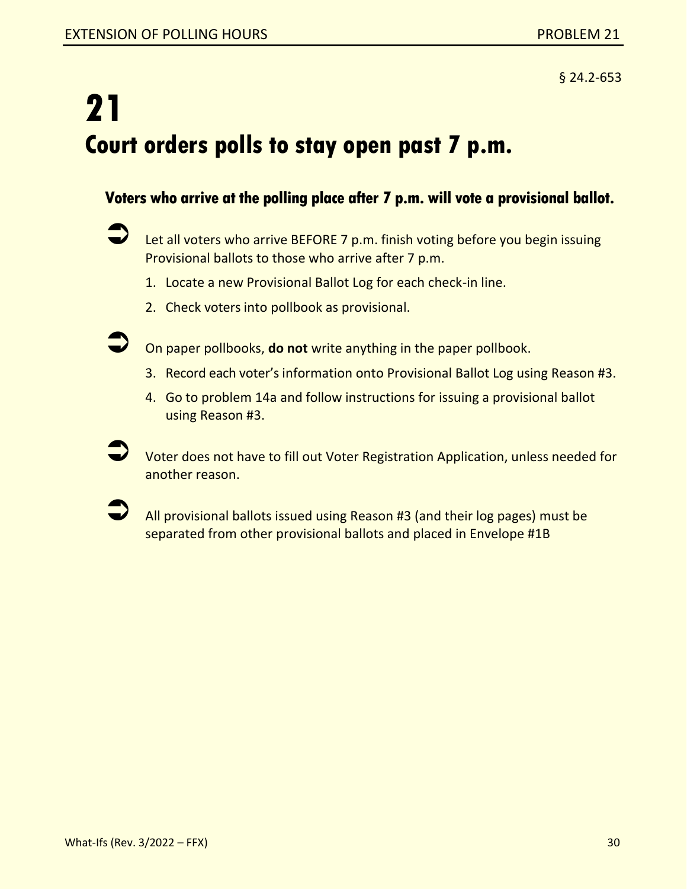§ 24.2-653

# 21

# Court orders polls to stay open past 7 p.m.

### Voters who arrive at the polling place after 7 p.m. will vote a provisional ballot.

➲ Let all voters who arrive BEFORE 7 p.m. finish voting before you begin issuing Provisional ballots to those who arrive after 7 p.m.

1. Locate a new Provisional Ballot Log for each check-in line.
2. Check voters into pollbook as provisional.

➲ On paper pollbooks, **do not** write anything in the paper pollbook.

3. Record each voter's information onto Provisional Ballot Log using Reason #3.
4. Go to problem 14a and follow instructions for issuing a provisional ballot using Reason #3.

➲ Voter does not have to fill out Voter Registration Application, unless needed for another reason.

➲ All provisional ballots issued using Reason #3 (and their log pages) must be separated from other provisional ballots and placed in Envelope #1B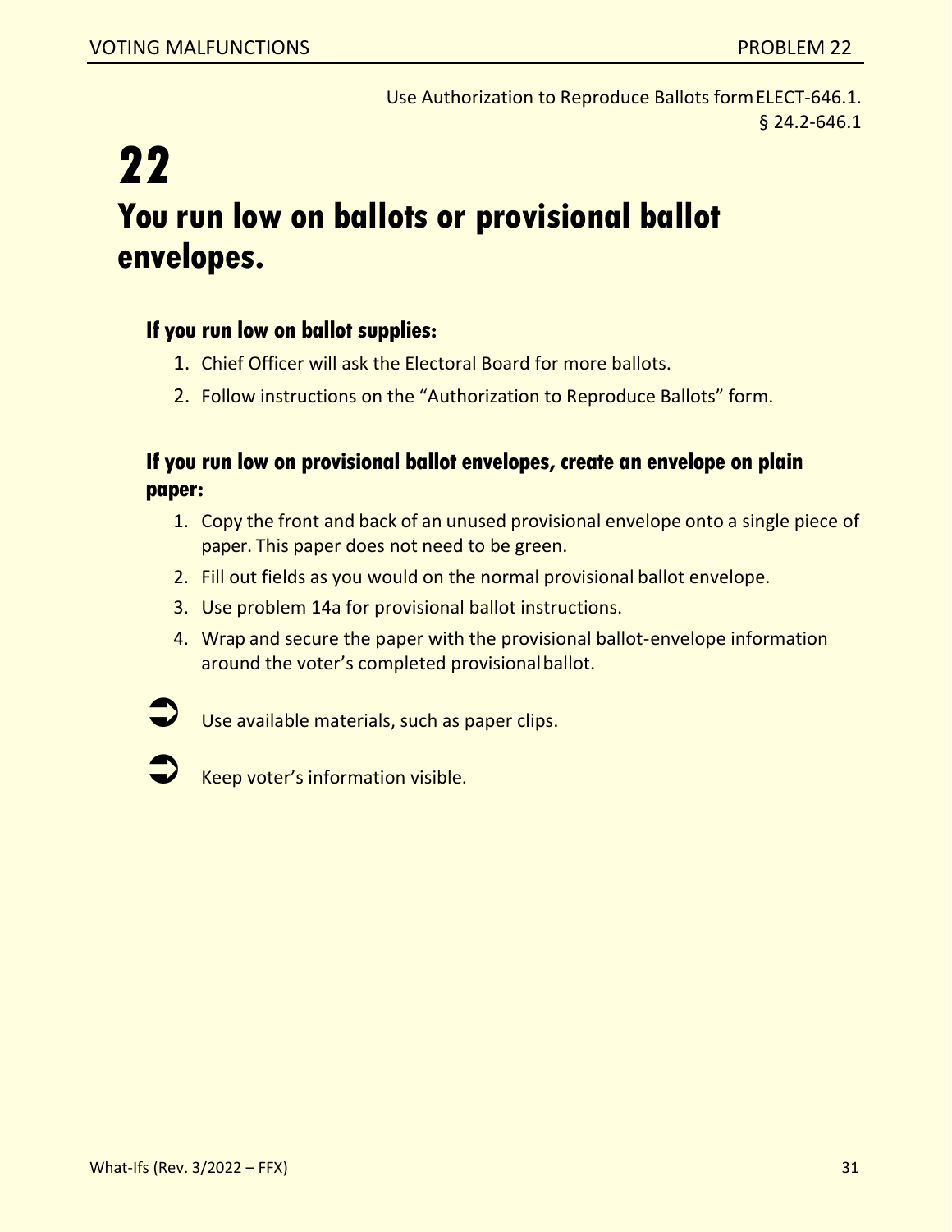Use Authorization to Reproduce Ballots form ELECT-646.1.
§ 24.2-646.1

# 22

# You run low on ballots or provisional ballot envelopes.

### If you run low on ballot supplies:

1. Chief Officer will ask the Electoral Board for more ballots.
2. Follow instructions on the “Authorization to Reproduce Ballots” form.

### If you run low on provisional ballot envelopes, create an envelope on plain paper:

1. Copy the front and back of an unused provisional envelope onto a single piece of paper. This paper does not need to be green.
2. Fill out fields as you would on the normal provisional ballot envelope.
3. Use problem 14a for provisional ballot instructions.
4. Wrap and secure the paper with the provisional ballot-envelope information around the voter’s completed provisional ballot.

➡ Use available materials, such as paper clips.

➡ Keep voter’s information visible.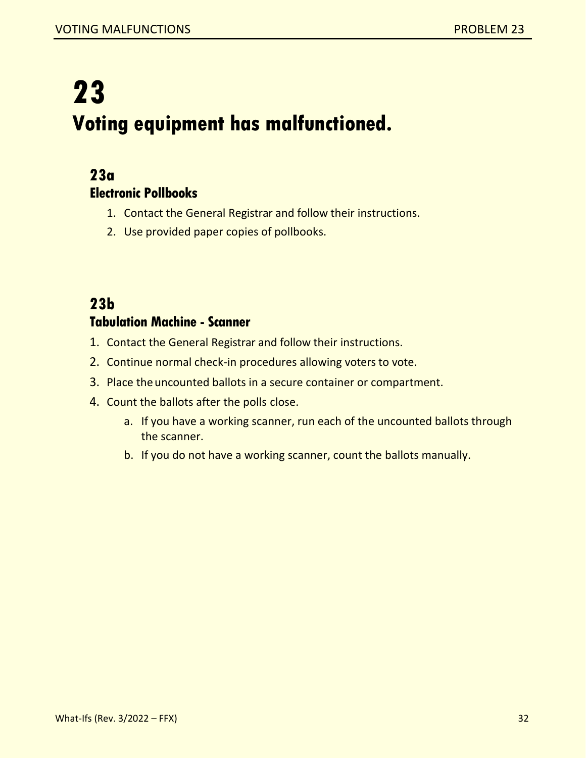# 23
# Voting equipment has malfunctioned.

## 23a
### Electronic Pollbooks

1. Contact the General Registrar and follow their instructions.
2. Use provided paper copies of pollbooks.

## 23b
### Tabulation Machine - Scanner

1. Contact the General Registrar and follow their instructions.
2. Continue normal check-in procedures allowing voters to vote.
3. Place the uncounted ballots in a secure container or compartment.
4. Count the ballots after the polls close.
   a. If you have a working scanner, run each of the uncounted ballots through the scanner.
   b. If you do not have a working scanner, count the ballots manually.